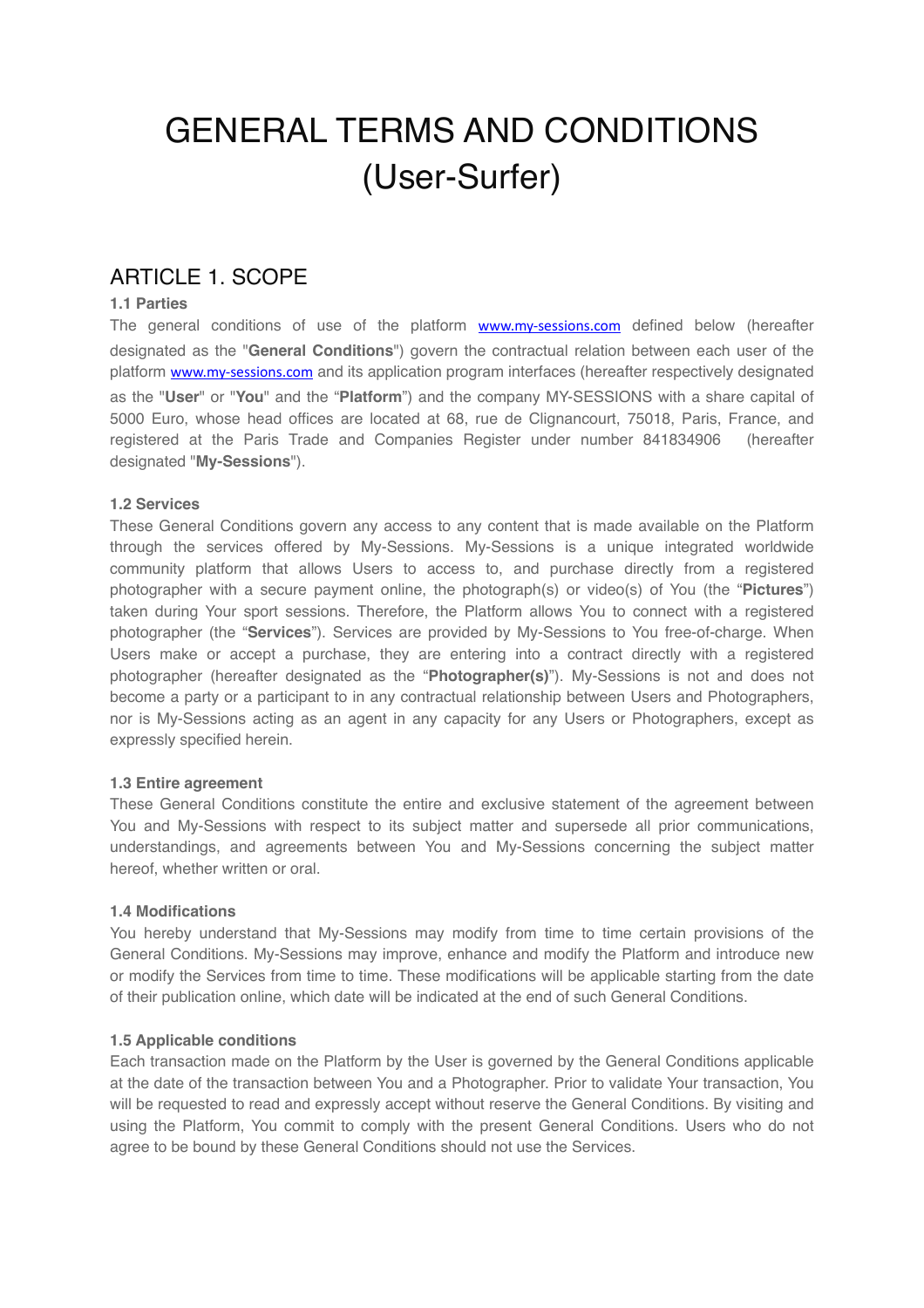# GENERAL TERMS AND CONDITIONS (User-Surfer)

## ARTICLE 1. SCOPE

**1.1 Parties**

The general conditions of use of the platform www.my-sessions.com defined below (hereafter designated as the "**General Conditions**") govern the contractual relation between each user of the platform www.my-sessions.com and its application program interfaces (hereafter respectively designated as the "**User**" or "**You**" and the "**Platform**") and the company MY-SESSIONS with a share capital of 5000 Euro, whose head offices are located at 68, rue de Clignancourt, 75018, Paris, France, and registered at the Paris Trade and Companies Register under number 841834906 (hereafter designated "**My-Sessions**").

**1.2 Services**

These General Conditions govern any access to any content that is made available on the Platform through the services offered by My-Sessions. My-Sessions is a unique integrated worldwide community platform that allows Users to access to, and purchase directly from a registered photographer with a secure payment online, the photograph(s) or video(s) of You (the "**Pictures**") taken during Your sport sessions. Therefore, the Platform allows You to connect with a registered photographer (the "**Services**"). Services are provided by My-Sessions to You free-of-charge. When Users make or accept a purchase, they are entering into a contract directly with a registered photographer (hereafter designated as the "**Photographer(s)**"). My-Sessions is not and does not become a party or a participant to in any contractual relationship between Users and Photographers, nor is My-Sessions acting as an agent in any capacity for any Users or Photographers, except as expressly specified herein.

**1.3 Entire agreement**

These General Conditions constitute the entire and exclusive statement of the agreement between You and My-Sessions with respect to its subject matter and supersede all prior communications, understandings, and agreements between You and My-Sessions concerning the subject matter hereof, whether written or oral.

**1.4 Modifications**

You hereby understand that My-Sessions may modify from time to time certain provisions of the General Conditions. My-Sessions may improve, enhance and modify the Platform and introduce new or modify the Services from time to time. These modifications will be applicable starting from the date of their publication online, which date will be indicated at the end of such General Conditions.

**1.5 Applicable conditions**

Each transaction made on the Platform by the User is governed by the General Conditions applicable at the date of the transaction between You and a Photographer. Prior to validate Your transaction, You will be requested to read and expressly accept without reserve the General Conditions. By visiting and using the Platform, You commit to comply with the present General Conditions. Users who do not agree to be bound by these General Conditions should not use the Services.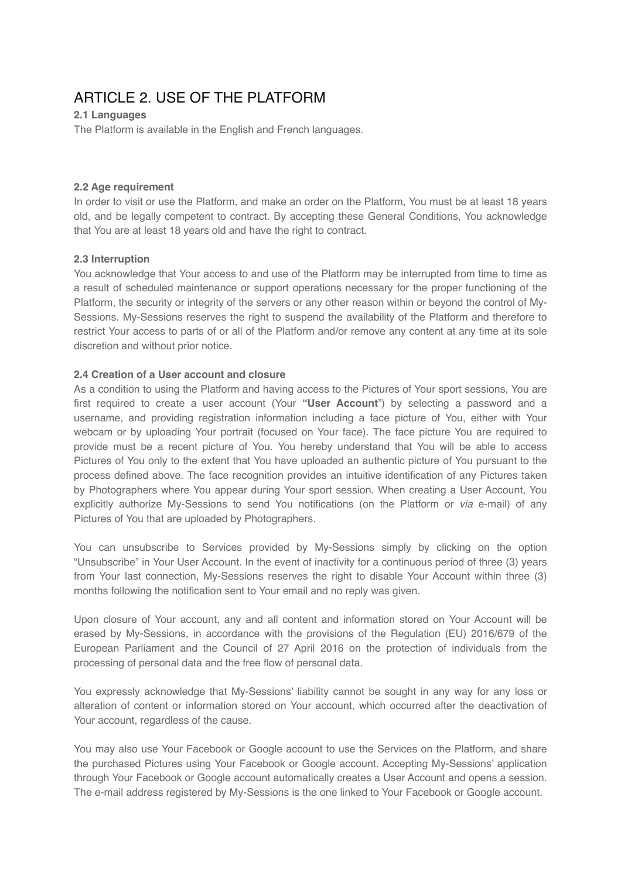# ARTICLE 2. USE OF THE PLATFORM

**2.1 Languages**

The Platform is available in the English and French languages.

**2.2 Age requirement**

In order to visit or use the Platform, and make an order on the Platform, You must be at least 18 years old, and be legally competent to contract. By accepting these General Conditions, You acknowledge that You are at least 18 years old and have the right to contract.

**2.3 Interruption**

You acknowledge that Your access to and use of the Platform may be interrupted from time to time as a result of scheduled maintenance or support operations necessary for the proper functioning of the Platform, the security or integrity of the servers or any other reason within or beyond the control of My-Sessions. My-Sessions reserves the right to suspend the availability of the Platform and therefore to restrict Your access to parts of or all of the Platform and/or remove any content at any time at its sole discretion and without prior notice.

**2.4 Creation of a User account and closure**

As a condition to using the Platform and having access to the Pictures of Your sport sessions, You are first required to create a user account (Your **"User Account**") by selecting a password and a username, and providing registration information including a face picture of You, either with Your webcam or by uploading Your portrait (focused on Your face). The face picture You are required to provide must be a recent picture of You. You hereby understand that You will be able to access Pictures of You only to the extent that You have uploaded an authentic picture of You pursuant to the process defined above. The face recognition provides an intuitive identification of any Pictures taken by Photographers where You appear during Your sport session. When creating a User Account, You explicitly authorize My-Sessions to send You notifications (on the Platform or *via* e-mail) of any Pictures of You that are uploaded by Photographers.

You can unsubscribe to Services provided by My-Sessions simply by clicking on the option "Unsubscribe" in Your User Account. In the event of inactivity for a continuous period of three (3) years from Your last connection, My-Sessions reserves the right to disable Your Account within three (3) months following the notification sent to Your email and no reply was given.

Upon closure of Your account, any and all content and information stored on Your Account will be erased by My-Sessions, in accordance with the provisions of the Regulation (EU) 2016/679 of the European Parliament and the Council of 27 April 2016 on the protection of individuals from the processing of personal data and the free flow of personal data.

You expressly acknowledge that My-Sessions' liability cannot be sought in any way for any loss or alteration of content or information stored on Your account, which occurred after the deactivation of Your account, regardless of the cause.

You may also use Your Facebook or Google account to use the Services on the Platform, and share the purchased Pictures using Your Facebook or Google account. Accepting My-Sessions' application through Your Facebook or Google account automatically creates a User Account and opens a session. The e-mail address registered by My-Sessions is the one linked to Your Facebook or Google account.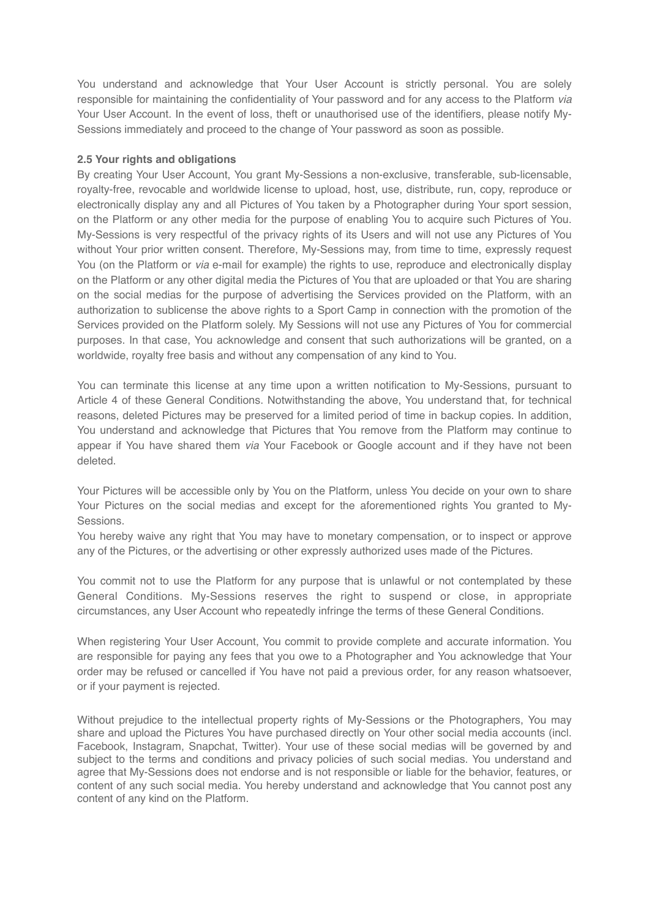You understand and acknowledge that Your User Account is strictly personal. You are solely responsible for maintaining the confidentiality of Your password and for any access to the Platform *via* Your User Account. In the event of loss, theft or unauthorised use of the identifiers, please notify My-Sessions immediately and proceed to the change of Your password as soon as possible.

**2.5 Your rights and obligations**

By creating Your User Account, You grant My-Sessions a non-exclusive, transferable, sub-licensable, royalty-free, revocable and worldwide license to upload, host, use, distribute, run, copy, reproduce or electronically display any and all Pictures of You taken by a Photographer during Your sport session, on the Platform or any other media for the purpose of enabling You to acquire such Pictures of You. My-Sessions is very respectful of the privacy rights of its Users and will not use any Pictures of You without Your prior written consent. Therefore, My-Sessions may, from time to time, expressly request You (on the Platform or *via* e-mail for example) the rights to use, reproduce and electronically display on the Platform or any other digital media the Pictures of You that are uploaded or that You are sharing on the social medias for the purpose of advertising the Services provided on the Platform, with an authorization to sublicense the above rights to a Sport Camp in connection with the promotion of the Services provided on the Platform solely. My Sessions will not use any Pictures of You for commercial purposes. In that case, You acknowledge and consent that such authorizations will be granted, on a worldwide, royalty free basis and without any compensation of any kind to You.

You can terminate this license at any time upon a written notification to My-Sessions, pursuant to Article 4 of these General Conditions. Notwithstanding the above, You understand that, for technical reasons, deleted Pictures may be preserved for a limited period of time in backup copies. In addition, You understand and acknowledge that Pictures that You remove from the Platform may continue to appear if You have shared them *via* Your Facebook or Google account and if they have not been deleted.

Your Pictures will be accessible only by You on the Platform, unless You decide on your own to share Your Pictures on the social medias and except for the aforementioned rights You granted to My-Sessions.
You hereby waive any right that You may have to monetary compensation, or to inspect or approve any of the Pictures, or the advertising or other expressly authorized uses made of the Pictures.

You commit not to use the Platform for any purpose that is unlawful or not contemplated by these General Conditions. My-Sessions reserves the right to suspend or close, in appropriate circumstances, any User Account who repeatedly infringe the terms of these General Conditions.

When registering Your User Account, You commit to provide complete and accurate information. You are responsible for paying any fees that you owe to a Photographer and You acknowledge that Your order may be refused or cancelled if You have not paid a previous order, for any reason whatsoever, or if your payment is rejected.

Without prejudice to the intellectual property rights of My-Sessions or the Photographers, You may share and upload the Pictures You have purchased directly on Your other social media accounts (incl. Facebook, Instagram, Snapchat, Twitter). Your use of these social medias will be governed by and subject to the terms and conditions and privacy policies of such social medias. You understand and agree that My-Sessions does not endorse and is not responsible or liable for the behavior, features, or content of any such social media. You hereby understand and acknowledge that You cannot post any content of any kind on the Platform.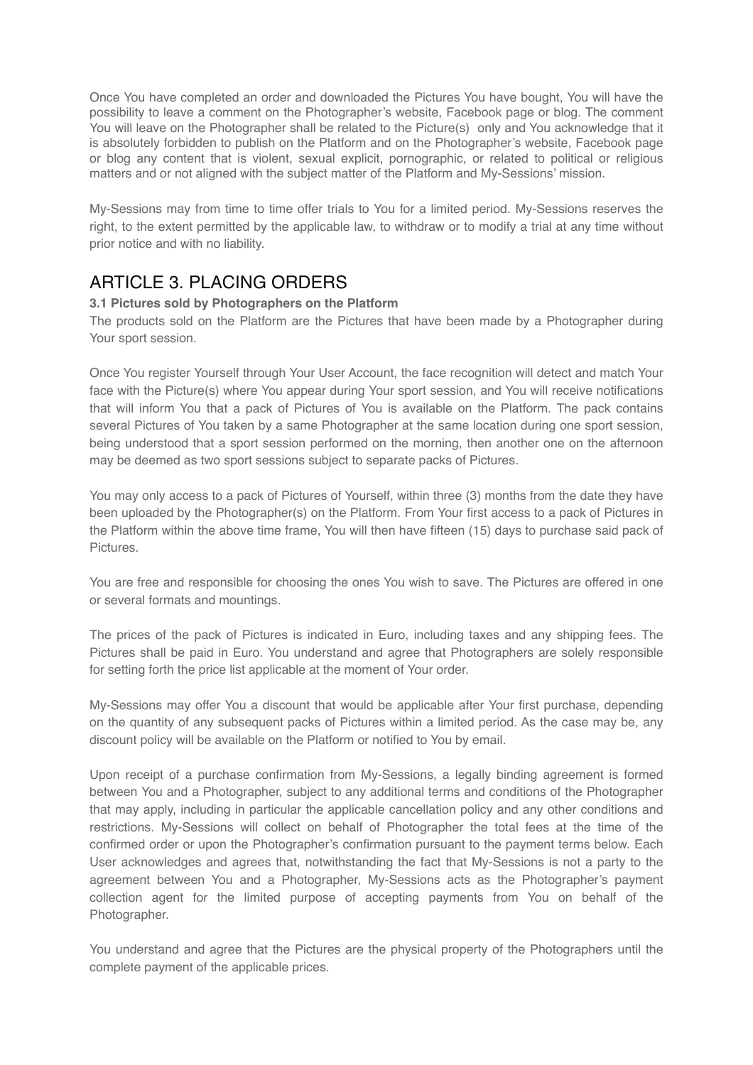Once You have completed an order and downloaded the Pictures You have bought, You will have the possibility to leave a comment on the Photographer's website, Facebook page or blog. The comment You will leave on the Photographer shall be related to the Picture(s) only and You acknowledge that it is absolutely forbidden to publish on the Platform and on the Photographer's website, Facebook page or blog any content that is violent, sexual explicit, pornographic, or related to political or religious matters and or not aligned with the subject matter of the Platform and My-Sessions' mission.

My-Sessions may from time to time offer trials to You for a limited period. My-Sessions reserves the right, to the extent permitted by the applicable law, to withdraw or to modify a trial at any time without prior notice and with no liability.

## ARTICLE 3. PLACING ORDERS

**3.1 Pictures sold by Photographers on the Platform**

The products sold on the Platform are the Pictures that have been made by a Photographer during Your sport session.

Once You register Yourself through Your User Account, the face recognition will detect and match Your face with the Picture(s) where You appear during Your sport session, and You will receive notifications that will inform You that a pack of Pictures of You is available on the Platform. The pack contains several Pictures of You taken by a same Photographer at the same location during one sport session, being understood that a sport session performed on the morning, then another one on the afternoon may be deemed as two sport sessions subject to separate packs of Pictures.

You may only access to a pack of Pictures of Yourself, within three (3) months from the date they have been uploaded by the Photographer(s) on the Platform. From Your first access to a pack of Pictures in the Platform within the above time frame, You will then have fifteen (15) days to purchase said pack of Pictures.

You are free and responsible for choosing the ones You wish to save. The Pictures are offered in one or several formats and mountings.

The prices of the pack of Pictures is indicated in Euro, including taxes and any shipping fees. The Pictures shall be paid in Euro. You understand and agree that Photographers are solely responsible for setting forth the price list applicable at the moment of Your order.

My-Sessions may offer You a discount that would be applicable after Your first purchase, depending on the quantity of any subsequent packs of Pictures within a limited period. As the case may be, any discount policy will be available on the Platform or notified to You by email.

Upon receipt of a purchase confirmation from My-Sessions, a legally binding agreement is formed between You and a Photographer, subject to any additional terms and conditions of the Photographer that may apply, including in particular the applicable cancellation policy and any other conditions and restrictions. My-Sessions will collect on behalf of Photographer the total fees at the time of the confirmed order or upon the Photographer's confirmation pursuant to the payment terms below. Each User acknowledges and agrees that, notwithstanding the fact that My-Sessions is not a party to the agreement between You and a Photographer, My-Sessions acts as the Photographer's payment collection agent for the limited purpose of accepting payments from You on behalf of the Photographer.

You understand and agree that the Pictures are the physical property of the Photographers until the complete payment of the applicable prices.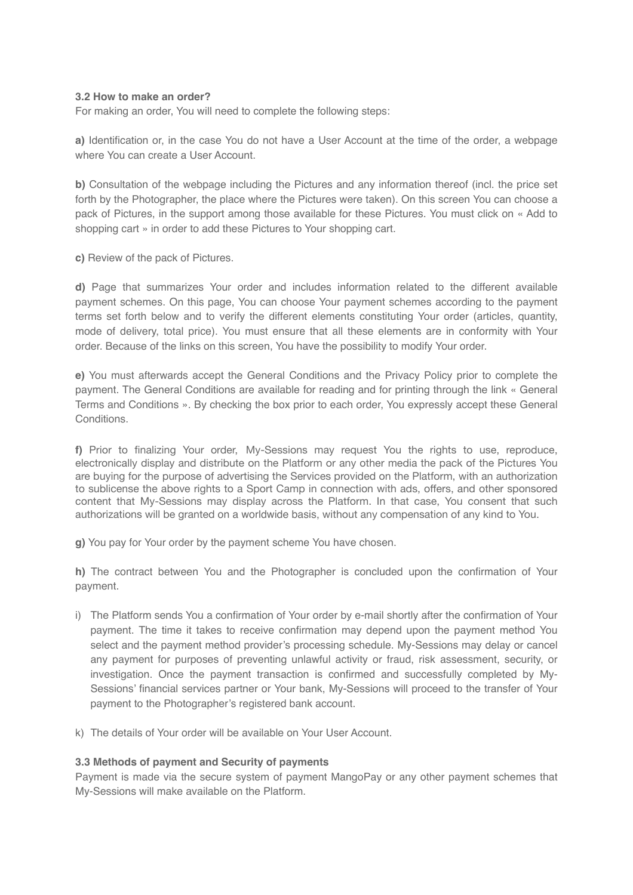**3.2 How to make an order?**

For making an order, You will need to complete the following steps:

**a)** Identification or, in the case You do not have a User Account at the time of the order, a webpage where You can create a User Account.

**b)** Consultation of the webpage including the Pictures and any information thereof (incl. the price set forth by the Photographer, the place where the Pictures were taken). On this screen You can choose a pack of Pictures, in the support among those available for these Pictures. You must click on « Add to shopping cart » in order to add these Pictures to Your shopping cart.

**c)** Review of the pack of Pictures.

**d)** Page that summarizes Your order and includes information related to the different available payment schemes. On this page, You can choose Your payment schemes according to the payment terms set forth below and to verify the different elements constituting Your order (articles, quantity, mode of delivery, total price). You must ensure that all these elements are in conformity with Your order. Because of the links on this screen, You have the possibility to modify Your order.

**e)** You must afterwards accept the General Conditions and the Privacy Policy prior to complete the payment. The General Conditions are available for reading and for printing through the link « General Terms and Conditions ». By checking the box prior to each order, You expressly accept these General Conditions.

**f)** Prior to finalizing Your order, My-Sessions may request You the rights to use, reproduce, electronically display and distribute on the Platform or any other media the pack of the Pictures You are buying for the purpose of advertising the Services provided on the Platform, with an authorization to sublicense the above rights to a Sport Camp in connection with ads, offers, and other sponsored content that My-Sessions may display across the Platform. In that case, You consent that such authorizations will be granted on a worldwide basis, without any compensation of any kind to You.

**g)** You pay for Your order by the payment scheme You have chosen.

**h)** The contract between You and the Photographer is concluded upon the confirmation of Your payment.

i) The Platform sends You a confirmation of Your order by e-mail shortly after the confirmation of Your payment. The time it takes to receive confirmation may depend upon the payment method You select and the payment method provider's processing schedule. My-Sessions may delay or cancel any payment for purposes of preventing unlawful activity or fraud, risk assessment, security, or investigation. Once the payment transaction is confirmed and successfully completed by My-Sessions' financial services partner or Your bank, My-Sessions will proceed to the transfer of Your payment to the Photographer's registered bank account.

k) The details of Your order will be available on Your User Account.

**3.3 Methods of payment and Security of payments**

Payment is made via the secure system of payment MangoPay or any other payment schemes that My-Sessions will make available on the Platform.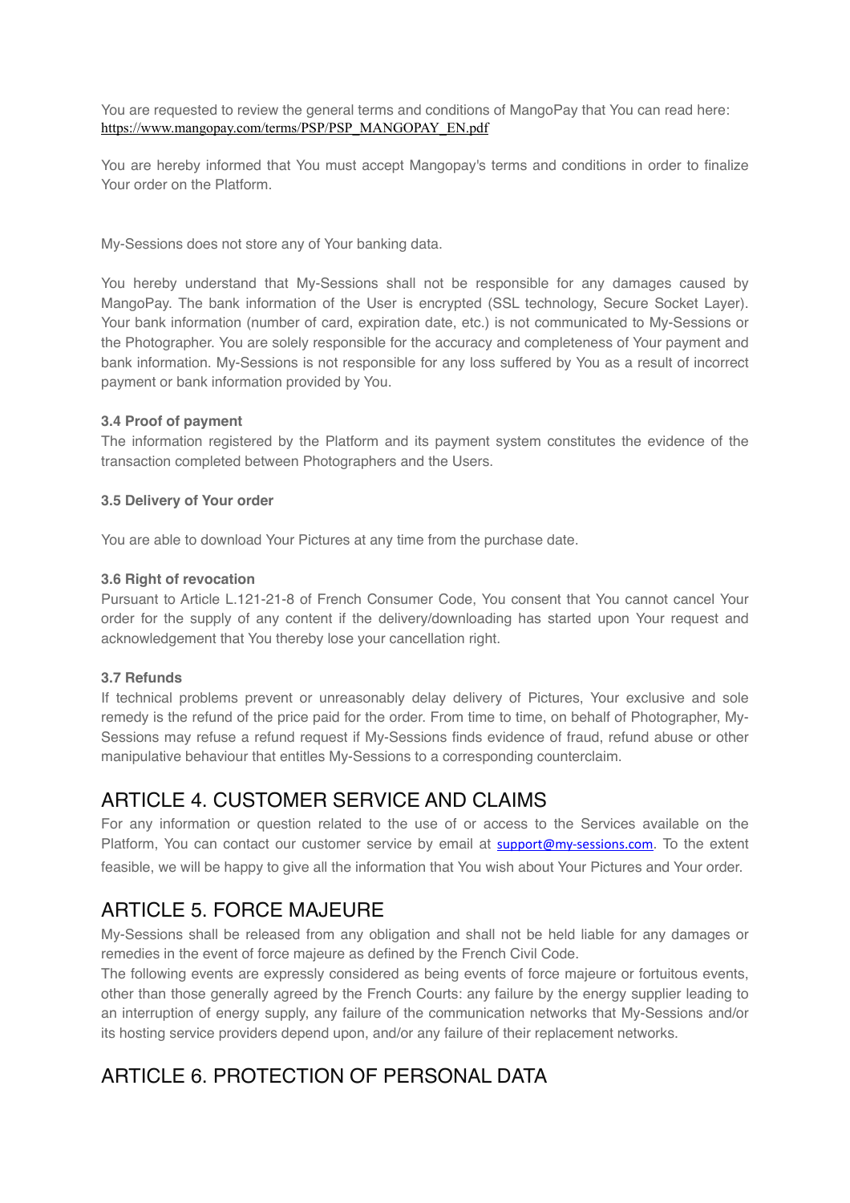You are requested to review the general terms and conditions of MangoPay that You can read here: https://www.mangopay.com/terms/PSP/PSP_MANGOPAY_EN.pdf

You are hereby informed that You must accept Mangopay's terms and conditions in order to finalize Your order on the Platform.

My-Sessions does not store any of Your banking data.

You hereby understand that My-Sessions shall not be responsible for any damages caused by MangoPay. The bank information of the User is encrypted (SSL technology, Secure Socket Layer). Your bank information (number of card, expiration date, etc.) is not communicated to My-Sessions or the Photographer. You are solely responsible for the accuracy and completeness of Your payment and bank information. My-Sessions is not responsible for any loss suffered by You as a result of incorrect payment or bank information provided by You.

**3.4 Proof of payment**

The information registered by the Platform and its payment system constitutes the evidence of the transaction completed between Photographers and the Users.

**3.5 Delivery of Your order**

You are able to download Your Pictures at any time from the purchase date.

**3.6 Right of revocation**

Pursuant to Article L.121-21-8 of French Consumer Code, You consent that You cannot cancel Your order for the supply of any content if the delivery/downloading has started upon Your request and acknowledgement that You thereby lose your cancellation right.

**3.7 Refunds**

If technical problems prevent or unreasonably delay delivery of Pictures, Your exclusive and sole remedy is the refund of the price paid for the order. From time to time, on behalf of Photographer, My-Sessions may refuse a refund request if My-Sessions finds evidence of fraud, refund abuse or other manipulative behaviour that entitles My-Sessions to a corresponding counterclaim.

## ARTICLE 4. CUSTOMER SERVICE AND CLAIMS

For any information or question related to the use of or access to the Services available on the Platform, You can contact our customer service by email at support@my-sessions.com. To the extent feasible, we will be happy to give all the information that You wish about Your Pictures and Your order.

## ARTICLE 5. FORCE MAJEURE

My-Sessions shall be released from any obligation and shall not be held liable for any damages or remedies in the event of force majeure as defined by the French Civil Code.

The following events are expressly considered as being events of force majeure or fortuitous events, other than those generally agreed by the French Courts: any failure by the energy supplier leading to an interruption of energy supply, any failure of the communication networks that My-Sessions and/or its hosting service providers depend upon, and/or any failure of their replacement networks.

## ARTICLE 6. PROTECTION OF PERSONAL DATA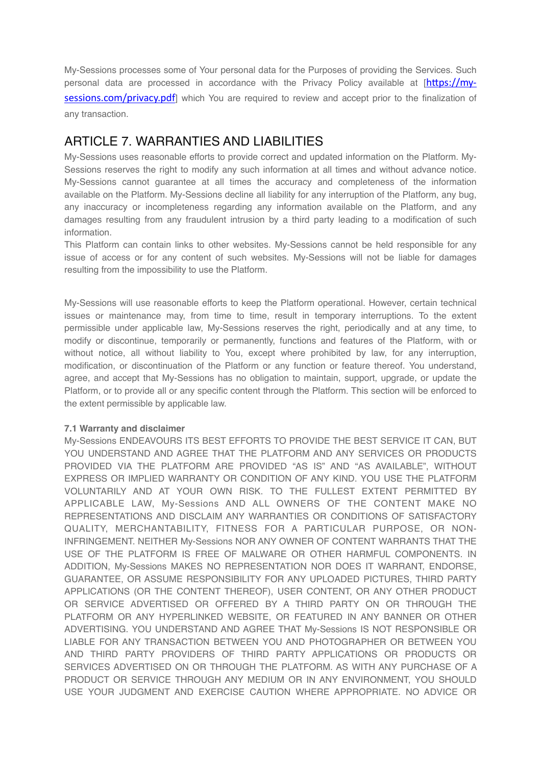My-Sessions processes some of Your personal data for the Purposes of providing the Services. Such personal data are processed in accordance with the Privacy Policy available at [[https://my-sessions.com/privacy.pdf](https://my-sessions.com/privacy.pdf)] which You are required to review and accept prior to the finalization of any transaction.

## ARTICLE 7. WARRANTIES AND LIABILITIES

My-Sessions uses reasonable efforts to provide correct and updated information on the Platform. My-Sessions reserves the right to modify any such information at all times and without advance notice. My-Sessions cannot guarantee at all times the accuracy and completeness of the information available on the Platform. My-Sessions decline all liability for any interruption of the Platform, any bug, any inaccuracy or incompleteness regarding any information available on the Platform, and any damages resulting from any fraudulent intrusion by a third party leading to a modification of such information.

This Platform can contain links to other websites. My-Sessions cannot be held responsible for any issue of access or for any content of such websites. My-Sessions will not be liable for damages resulting from the impossibility to use the Platform.

My-Sessions will use reasonable efforts to keep the Platform operational. However, certain technical issues or maintenance may, from time to time, result in temporary interruptions. To the extent permissible under applicable law, My-Sessions reserves the right, periodically and at any time, to modify or discontinue, temporarily or permanently, functions and features of the Platform, with or without notice, all without liability to You, except where prohibited by law, for any interruption, modification, or discontinuation of the Platform or any function or feature thereof. You understand, agree, and accept that My-Sessions has no obligation to maintain, support, upgrade, or update the Platform, or to provide all or any specific content through the Platform. This section will be enforced to the extent permissible by applicable law.

**7.1 Warranty and disclaimer**

My-Sessions ENDEAVOURS ITS BEST EFFORTS TO PROVIDE THE BEST SERVICE IT CAN, BUT YOU UNDERSTAND AND AGREE THAT THE PLATFORM AND ANY SERVICES OR PRODUCTS PROVIDED VIA THE PLATFORM ARE PROVIDED "AS IS" AND "AS AVAILABLE", WITHOUT EXPRESS OR IMPLIED WARRANTY OR CONDITION OF ANY KIND. YOU USE THE PLATFORM VOLUNTARILY AND AT YOUR OWN RISK. TO THE FULLEST EXTENT PERMITTED BY APPLICABLE LAW, My-Sessions AND ALL OWNERS OF THE CONTENT MAKE NO REPRESENTATIONS AND DISCLAIM ANY WARRANTIES OR CONDITIONS OF SATISFACTORY QUALITY, MERCHANTABILITY, FITNESS FOR A PARTICULAR PURPOSE, OR NON-INFRINGEMENT. NEITHER My-Sessions NOR ANY OWNER OF CONTENT WARRANTS THAT THE USE OF THE PLATFORM IS FREE OF MALWARE OR OTHER HARMFUL COMPONENTS. IN ADDITION, My-Sessions MAKES NO REPRESENTATION NOR DOES IT WARRANT, ENDORSE, GUARANTEE, OR ASSUME RESPONSIBILITY FOR ANY UPLOADED PICTURES, THIRD PARTY APPLICATIONS (OR THE CONTENT THEREOF), USER CONTENT, OR ANY OTHER PRODUCT OR SERVICE ADVERTISED OR OFFERED BY A THIRD PARTY ON OR THROUGH THE PLATFORM OR ANY HYPERLINKED WEBSITE, OR FEATURED IN ANY BANNER OR OTHER ADVERTISING. YOU UNDERSTAND AND AGREE THAT My-Sessions IS NOT RESPONSIBLE OR LIABLE FOR ANY TRANSACTION BETWEEN YOU AND PHOTOGRAPHER OR BETWEEN YOU AND THIRD PARTY PROVIDERS OF THIRD PARTY APPLICATIONS OR PRODUCTS OR SERVICES ADVERTISED ON OR THROUGH THE PLATFORM. AS WITH ANY PURCHASE OF A PRODUCT OR SERVICE THROUGH ANY MEDIUM OR IN ANY ENVIRONMENT, YOU SHOULD USE YOUR JUDGMENT AND EXERCISE CAUTION WHERE APPROPRIATE. NO ADVICE OR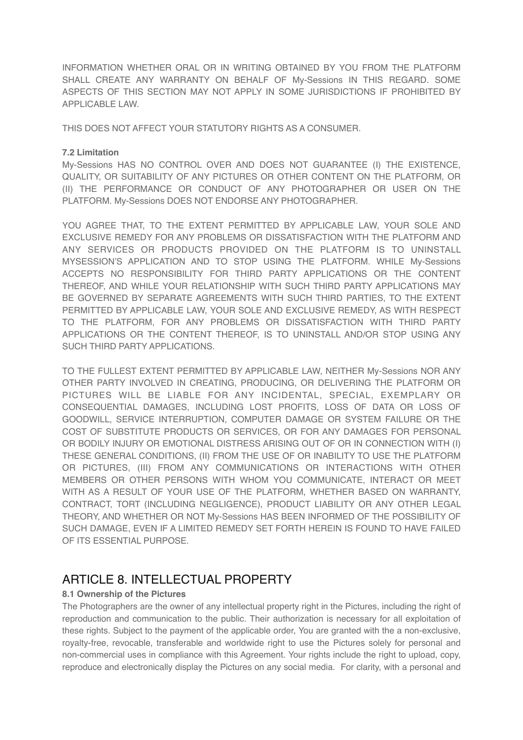INFORMATION WHETHER ORAL OR IN WRITING OBTAINED BY YOU FROM THE PLATFORM SHALL CREATE ANY WARRANTY ON BEHALF OF My-Sessions IN THIS REGARD. SOME ASPECTS OF THIS SECTION MAY NOT APPLY IN SOME JURISDICTIONS IF PROHIBITED BY APPLICABLE LAW.

THIS DOES NOT AFFECT YOUR STATUTORY RIGHTS AS A CONSUMER.

**7.2 Limitation**

My-Sessions HAS NO CONTROL OVER AND DOES NOT GUARANTEE (I) THE EXISTENCE, QUALITY, OR SUITABILITY OF ANY PICTURES OR OTHER CONTENT ON THE PLATFORM, OR (II) THE PERFORMANCE OR CONDUCT OF ANY PHOTOGRAPHER OR USER ON THE PLATFORM. My-Sessions DOES NOT ENDORSE ANY PHOTOGRAPHER.

YOU AGREE THAT, TO THE EXTENT PERMITTED BY APPLICABLE LAW, YOUR SOLE AND EXCLUSIVE REMEDY FOR ANY PROBLEMS OR DISSATISFACTION WITH THE PLATFORM AND ANY SERVICES OR PRODUCTS PROVIDED ON THE PLATFORM IS TO UNINSTALL MYSESSION'S APPLICATION AND TO STOP USING THE PLATFORM. WHILE My-Sessions ACCEPTS NO RESPONSIBILITY FOR THIRD PARTY APPLICATIONS OR THE CONTENT THEREOF, AND WHILE YOUR RELATIONSHIP WITH SUCH THIRD PARTY APPLICATIONS MAY BE GOVERNED BY SEPARATE AGREEMENTS WITH SUCH THIRD PARTIES, TO THE EXTENT PERMITTED BY APPLICABLE LAW, YOUR SOLE AND EXCLUSIVE REMEDY, AS WITH RESPECT TO THE PLATFORM, FOR ANY PROBLEMS OR DISSATISFACTION WITH THIRD PARTY APPLICATIONS OR THE CONTENT THEREOF, IS TO UNINSTALL AND/OR STOP USING ANY SUCH THIRD PARTY APPLICATIONS.

TO THE FULLEST EXTENT PERMITTED BY APPLICABLE LAW, NEITHER My-Sessions NOR ANY OTHER PARTY INVOLVED IN CREATING, PRODUCING, OR DELIVERING THE PLATFORM OR PICTURES WILL BE LIABLE FOR ANY INCIDENTAL, SPECIAL, EXEMPLARY OR CONSEQUENTIAL DAMAGES, INCLUDING LOST PROFITS, LOSS OF DATA OR LOSS OF GOODWILL, SERVICE INTERRUPTION, COMPUTER DAMAGE OR SYSTEM FAILURE OR THE COST OF SUBSTITUTE PRODUCTS OR SERVICES, OR FOR ANY DAMAGES FOR PERSONAL OR BODILY INJURY OR EMOTIONAL DISTRESS ARISING OUT OF OR IN CONNECTION WITH (I) THESE GENERAL CONDITIONS, (II) FROM THE USE OF OR INABILITY TO USE THE PLATFORM OR PICTURES, (III) FROM ANY COMMUNICATIONS OR INTERACTIONS WITH OTHER MEMBERS OR OTHER PERSONS WITH WHOM YOU COMMUNICATE, INTERACT OR MEET WITH AS A RESULT OF YOUR USE OF THE PLATFORM, WHETHER BASED ON WARRANTY, CONTRACT, TORT (INCLUDING NEGLIGENCE), PRODUCT LIABILITY OR ANY OTHER LEGAL THEORY, AND WHETHER OR NOT My-Sessions HAS BEEN INFORMED OF THE POSSIBILITY OF SUCH DAMAGE, EVEN IF A LIMITED REMEDY SET FORTH HEREIN IS FOUND TO HAVE FAILED OF ITS ESSENTIAL PURPOSE.

## ARTICLE 8. INTELLECTUAL PROPERTY

**8.1 Ownership of the Pictures**

The Photographers are the owner of any intellectual property right in the Pictures, including the right of reproduction and communication to the public. Their authorization is necessary for all exploitation of these rights. Subject to the payment of the applicable order, You are granted with the a non-exclusive, royalty-free, revocable, transferable and worldwide right to use the Pictures solely for personal and non-commercial uses in compliance with this Agreement. Your rights include the right to upload, copy, reproduce and electronically display the Pictures on any social media. For clarity, with a personal and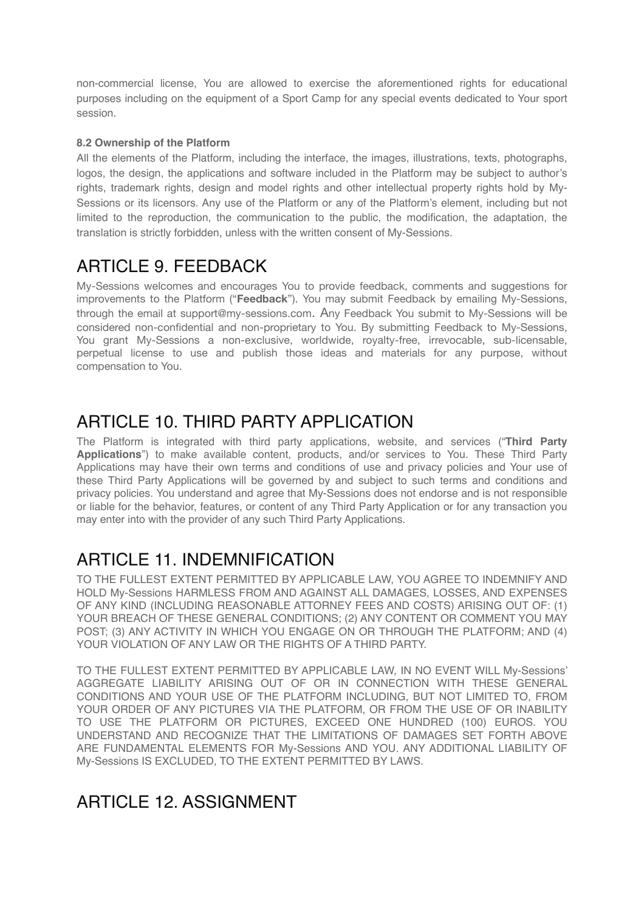non-commercial license, You are allowed to exercise the aforementioned rights for educational purposes including on the equipment of a Sport Camp for any special events dedicated to Your sport session.

**8.2 Ownership of the Platform**

All the elements of the Platform, including the interface, the images, illustrations, texts, photographs, logos, the design, the applications and software included in the Platform may be subject to author's rights, trademark rights, design and model rights and other intellectual property rights hold by My-Sessions or its licensors. Any use of the Platform or any of the Platform's element, including but not limited to the reproduction, the communication to the public, the modification, the adaptation, the translation is strictly forbidden, unless with the written consent of My-Sessions.

# ARTICLE 9. FEEDBACK

My-Sessions welcomes and encourages You to provide feedback, comments and suggestions for improvements to the Platform ("**Feedback**"). You may submit Feedback by emailing My-Sessions, through the email at support@my-sessions.com. Any Feedback You submit to My-Sessions will be considered non-confidential and non-proprietary to You. By submitting Feedback to My-Sessions, You grant My-Sessions a non-exclusive, worldwide, royalty-free, irrevocable, sub-licensable, perpetual license to use and publish those ideas and materials for any purpose, without compensation to You.

# ARTICLE 10. THIRD PARTY APPLICATION

The Platform is integrated with third party applications, website, and services ("**Third Party Applications**") to make available content, products, and/or services to You. These Third Party Applications may have their own terms and conditions of use and privacy policies and Your use of these Third Party Applications will be governed by and subject to such terms and conditions and privacy policies. You understand and agree that My-Sessions does not endorse and is not responsible or liable for the behavior, features, or content of any Third Party Application or for any transaction you may enter into with the provider of any such Third Party Applications.

# ARTICLE 11. INDEMNIFICATION

TO THE FULLEST EXTENT PERMITTED BY APPLICABLE LAW, YOU AGREE TO INDEMNIFY AND HOLD My-Sessions HARMLESS FROM AND AGAINST ALL DAMAGES, LOSSES, AND EXPENSES OF ANY KIND (INCLUDING REASONABLE ATTORNEY FEES AND COSTS) ARISING OUT OF: (1) YOUR BREACH OF THESE GENERAL CONDITIONS; (2) ANY CONTENT OR COMMENT YOU MAY POST; (3) ANY ACTIVITY IN WHICH YOU ENGAGE ON OR THROUGH THE PLATFORM; AND (4) YOUR VIOLATION OF ANY LAW OR THE RIGHTS OF A THIRD PARTY.

TO THE FULLEST EXTENT PERMITTED BY APPLICABLE LAW, IN NO EVENT WILL My-Sessions' AGGREGATE LIABILITY ARISING OUT OF OR IN CONNECTION WITH THESE GENERAL CONDITIONS AND YOUR USE OF THE PLATFORM INCLUDING, BUT NOT LIMITED TO, FROM YOUR ORDER OF ANY PICTURES VIA THE PLATFORM, OR FROM THE USE OF OR INABILITY TO USE THE PLATFORM OR PICTURES, EXCEED ONE HUNDRED (100) EUROS. YOU UNDERSTAND AND RECOGNIZE THAT THE LIMITATIONS OF DAMAGES SET FORTH ABOVE ARE FUNDAMENTAL ELEMENTS FOR My-Sessions AND YOU. ANY ADDITIONAL LIABILITY OF My-Sessions IS EXCLUDED, TO THE EXTENT PERMITTED BY LAWS.

# ARTICLE 12. ASSIGNMENT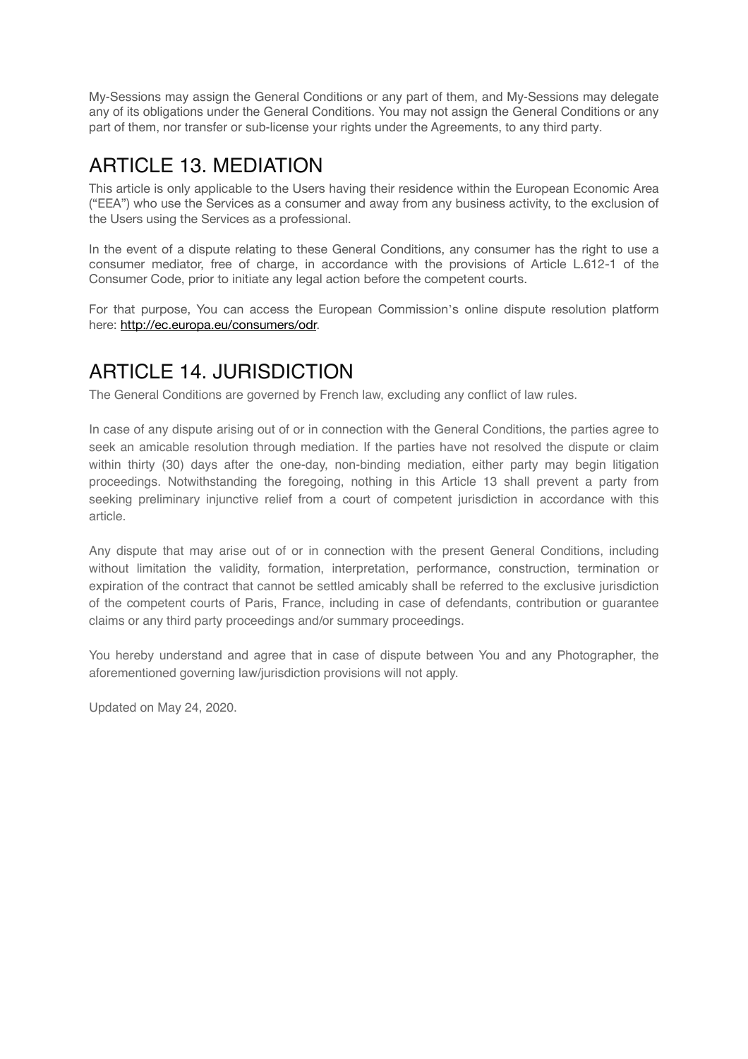My-Sessions may assign the General Conditions or any part of them, and My-Sessions may delegate any of its obligations under the General Conditions. You may not assign the General Conditions or any part of them, nor transfer or sub-license your rights under the Agreements, to any third party.

## ARTICLE 13. MEDIATION

This article is only applicable to the Users having their residence within the European Economic Area ("EEA") who use the Services as a consumer and away from any business activity, to the exclusion of the Users using the Services as a professional.

In the event of a dispute relating to these General Conditions, any consumer has the right to use a consumer mediator, free of charge, in accordance with the provisions of Article L.612-1 of the Consumer Code, prior to initiate any legal action before the competent courts.

For that purpose, You can access the European Commission's online dispute resolution platform here: [http://ec.europa.eu/consumers/odr](http://ec.europa.eu/consumers/odr).

## ARTICLE 14. JURISDICTION

The General Conditions are governed by French law, excluding any conflict of law rules.

In case of any dispute arising out of or in connection with the General Conditions, the parties agree to seek an amicable resolution through mediation. If the parties have not resolved the dispute or claim within thirty (30) days after the one-day, non-binding mediation, either party may begin litigation proceedings. Notwithstanding the foregoing, nothing in this Article 13 shall prevent a party from seeking preliminary injunctive relief from a court of competent jurisdiction in accordance with this article.

Any dispute that may arise out of or in connection with the present General Conditions, including without limitation the validity, formation, interpretation, performance, construction, termination or expiration of the contract that cannot be settled amicably shall be referred to the exclusive jurisdiction of the competent courts of Paris, France, including in case of defendants, contribution or guarantee claims or any third party proceedings and/or summary proceedings.

You hereby understand and agree that in case of dispute between You and any Photographer, the aforementioned governing law/jurisdiction provisions will not apply.

Updated on May 24, 2020.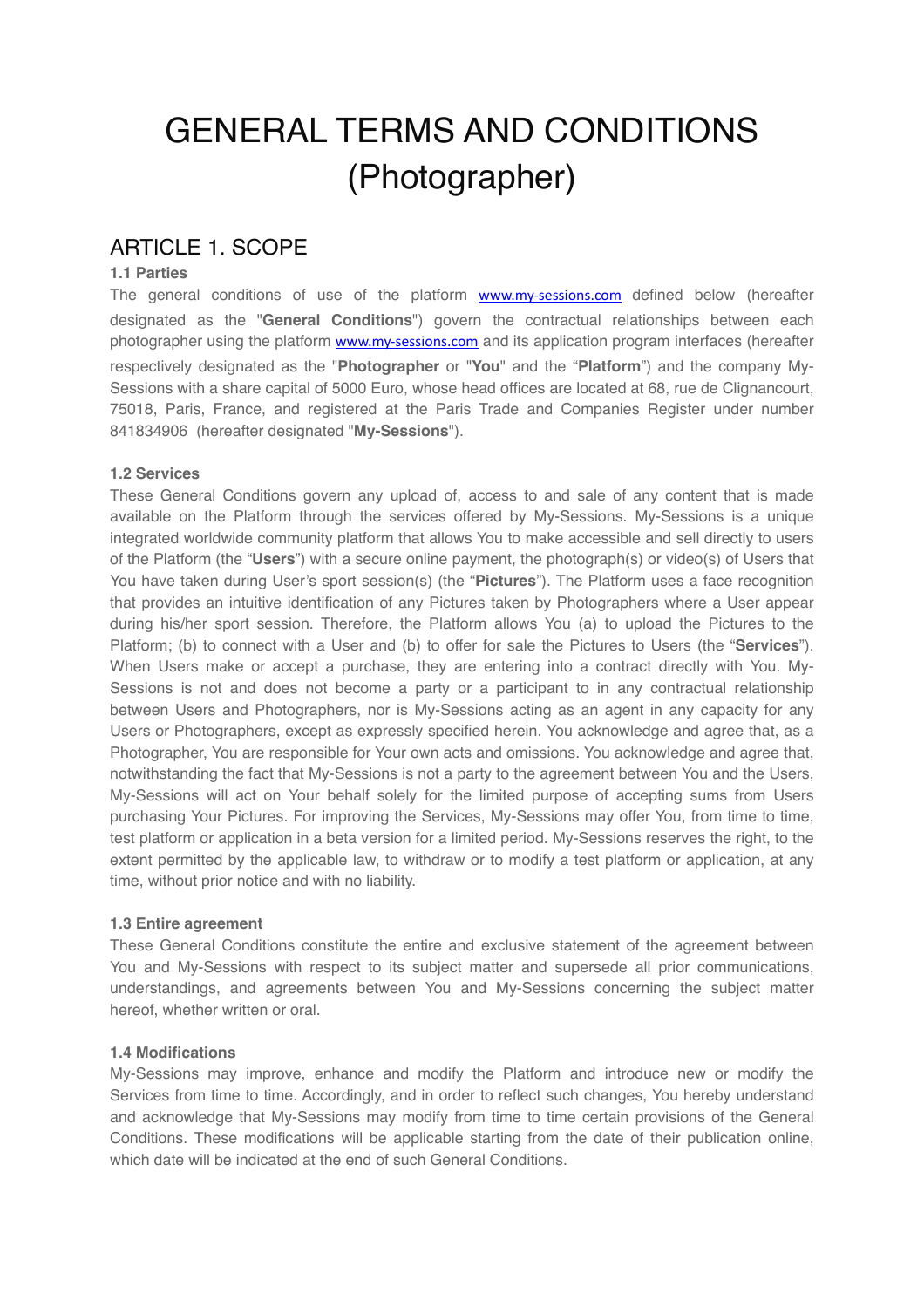# GENERAL TERMS AND CONDITIONS (Photographer)

## ARTICLE 1. SCOPE

### 1.1 Parties

The general conditions of use of the platform www.my-sessions.com defined below (hereafter designated as the "**General Conditions**") govern the contractual relationships between each photographer using the platform www.my-sessions.com and its application program interfaces (hereafter respectively designated as the "**Photographer** or "**You**" and the "**Platform**") and the company My-Sessions with a share capital of 5000 Euro, whose head offices are located at 68, rue de Clignancourt, 75018, Paris, France, and registered at the Paris Trade and Companies Register under number 841834906 (hereafter designated "**My-Sessions**").

### 1.2 Services

These General Conditions govern any upload of, access to and sale of any content that is made available on the Platform through the services offered by My-Sessions. My-Sessions is a unique integrated worldwide community platform that allows You to make accessible and sell directly to users of the Platform (the "**Users**") with a secure online payment, the photograph(s) or video(s) of Users that You have taken during User's sport session(s) (the "**Pictures**"). The Platform uses a face recognition that provides an intuitive identification of any Pictures taken by Photographers where a User appear during his/her sport session. Therefore, the Platform allows You (a) to upload the Pictures to the Platform; (b) to connect with a User and (b) to offer for sale the Pictures to Users (the "**Services**"). When Users make or accept a purchase, they are entering into a contract directly with You. My-Sessions is not and does not become a party or a participant to in any contractual relationship between Users and Photographers, nor is My-Sessions acting as an agent in any capacity for any Users or Photographers, except as expressly specified herein. You acknowledge and agree that, as a Photographer, You are responsible for Your own acts and omissions. You acknowledge and agree that, notwithstanding the fact that My-Sessions is not a party to the agreement between You and the Users, My-Sessions will act on Your behalf solely for the limited purpose of accepting sums from Users purchasing Your Pictures. For improving the Services, My-Sessions may offer You, from time to time, test platform or application in a beta version for a limited period. My-Sessions reserves the right, to the extent permitted by the applicable law, to withdraw or to modify a test platform or application, at any time, without prior notice and with no liability.

### 1.3 Entire agreement

These General Conditions constitute the entire and exclusive statement of the agreement between You and My-Sessions with respect to its subject matter and supersede all prior communications, understandings, and agreements between You and My-Sessions concerning the subject matter hereof, whether written or oral.

### 1.4 Modifications

My-Sessions may improve, enhance and modify the Platform and introduce new or modify the Services from time to time. Accordingly, and in order to reflect such changes, You hereby understand and acknowledge that My-Sessions may modify from time to time certain provisions of the General Conditions. These modifications will be applicable starting from the date of their publication online, which date will be indicated at the end of such General Conditions.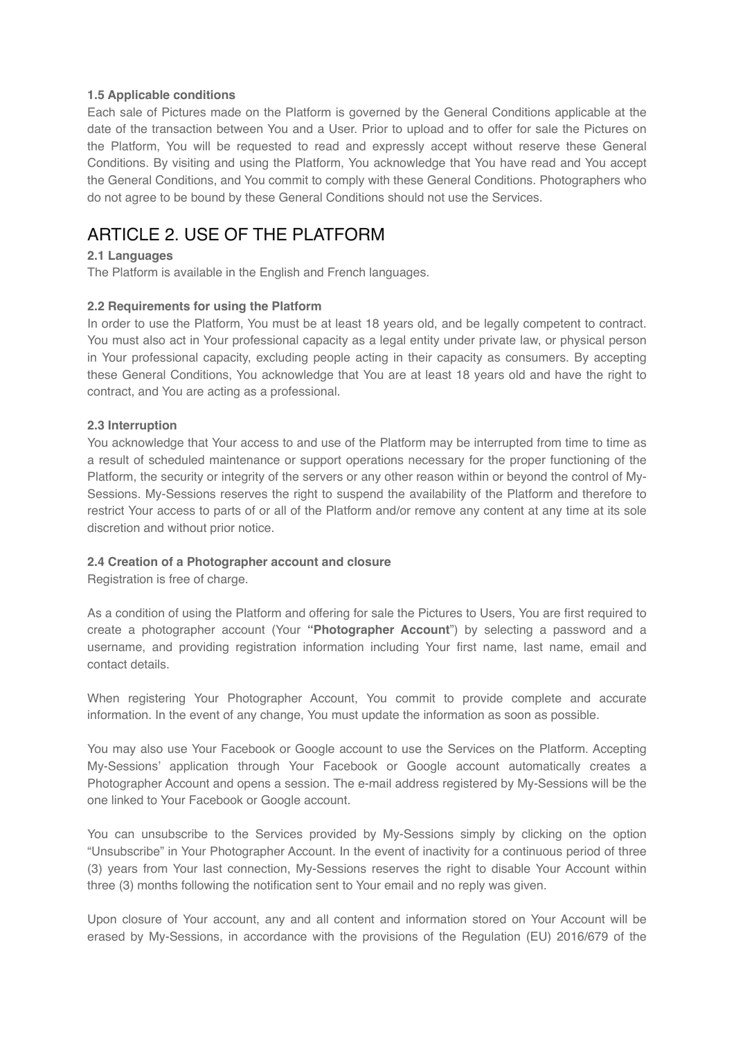**1.5 Applicable conditions**

Each sale of Pictures made on the Platform is governed by the General Conditions applicable at the date of the transaction between You and a User. Prior to upload and to offer for sale the Pictures on the Platform, You will be requested to read and expressly accept without reserve these General Conditions. By visiting and using the Platform, You acknowledge that You have read and You accept the General Conditions, and You commit to comply with these General Conditions. Photographers who do not agree to be bound by these General Conditions should not use the Services.

## ARTICLE 2. USE OF THE PLATFORM

**2.1 Languages**

The Platform is available in the English and French languages.

**2.2 Requirements for using the Platform**

In order to use the Platform, You must be at least 18 years old, and be legally competent to contract. You must also act in Your professional capacity as a legal entity under private law, or physical person in Your professional capacity, excluding people acting in their capacity as consumers. By accepting these General Conditions, You acknowledge that You are at least 18 years old and have the right to contract, and You are acting as a professional.

**2.3 Interruption**

You acknowledge that Your access to and use of the Platform may be interrupted from time to time as a result of scheduled maintenance or support operations necessary for the proper functioning of the Platform, the security or integrity of the servers or any other reason within or beyond the control of My-Sessions. My-Sessions reserves the right to suspend the availability of the Platform and therefore to restrict Your access to parts of or all of the Platform and/or remove any content at any time at its sole discretion and without prior notice.

**2.4 Creation of a Photographer account and closure**

Registration is free of charge.

As a condition of using the Platform and offering for sale the Pictures to Users, You are first required to create a photographer account (Your **"Photographer Account**") by selecting a password and a username, and providing registration information including Your first name, last name, email and contact details.

When registering Your Photographer Account, You commit to provide complete and accurate information. In the event of any change, You must update the information as soon as possible.

You may also use Your Facebook or Google account to use the Services on the Platform. Accepting My-Sessions' application through Your Facebook or Google account automatically creates a Photographer Account and opens a session. The e-mail address registered by My-Sessions will be the one linked to Your Facebook or Google account.

You can unsubscribe to the Services provided by My-Sessions simply by clicking on the option "Unsubscribe" in Your Photographer Account. In the event of inactivity for a continuous period of three (3) years from Your last connection, My-Sessions reserves the right to disable Your Account within three (3) months following the notification sent to Your email and no reply was given.

Upon closure of Your account, any and all content and information stored on Your Account will be erased by My-Sessions, in accordance with the provisions of the Regulation (EU) 2016/679 of the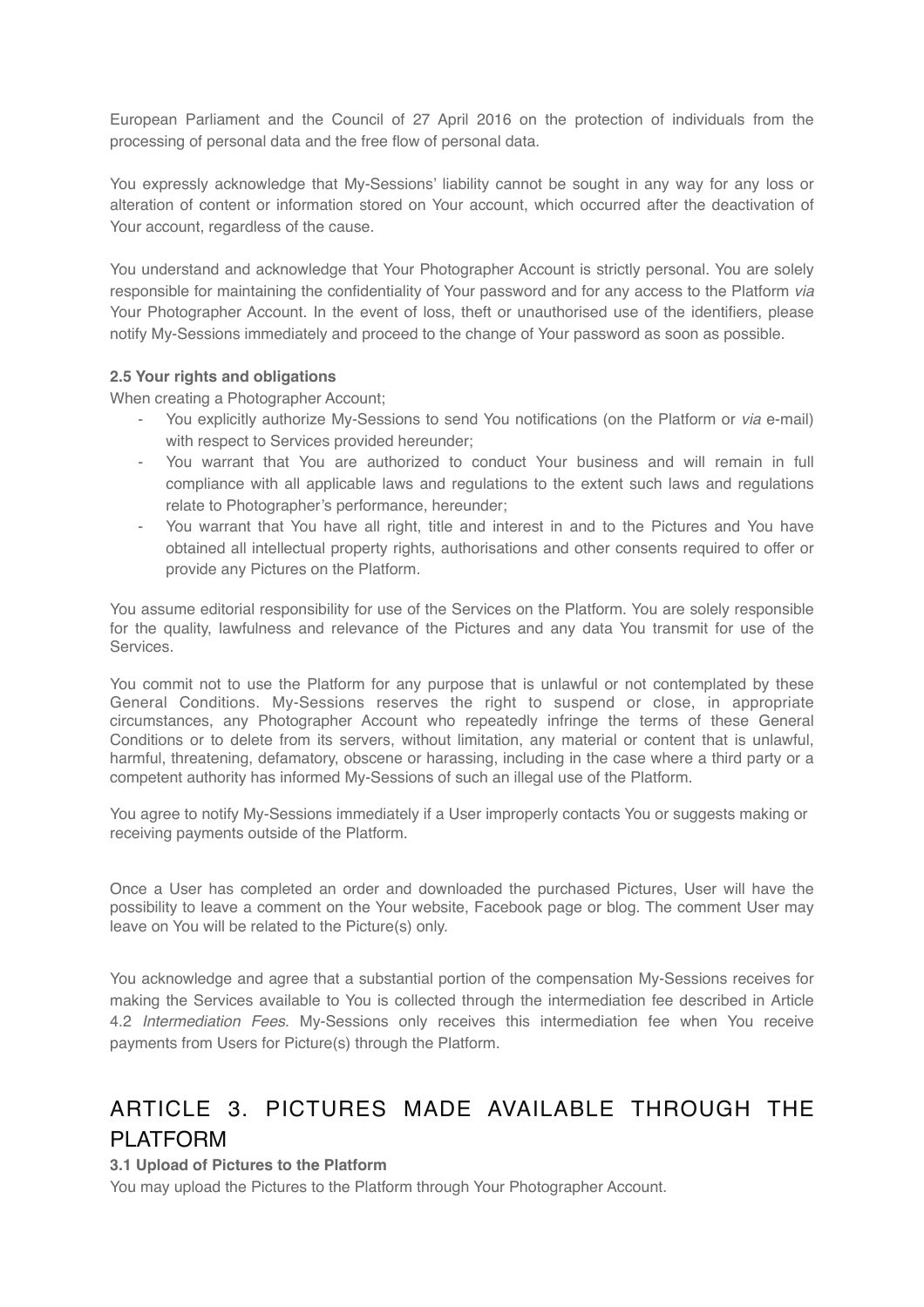European Parliament and the Council of 27 April 2016 on the protection of individuals from the processing of personal data and the free flow of personal data.

You expressly acknowledge that My-Sessions' liability cannot be sought in any way for any loss or alteration of content or information stored on Your account, which occurred after the deactivation of Your account, regardless of the cause.

You understand and acknowledge that Your Photographer Account is strictly personal. You are solely responsible for maintaining the confidentiality of Your password and for any access to the Platform *via* Your Photographer Account. In the event of loss, theft or unauthorised use of the identifiers, please notify My-Sessions immediately and proceed to the change of Your password as soon as possible.

**2.5 Your rights and obligations**

When creating a Photographer Account;

- You explicitly authorize My-Sessions to send You notifications (on the Platform or *via* e-mail) with respect to Services provided hereunder;
- You warrant that You are authorized to conduct Your business and will remain in full compliance with all applicable laws and regulations to the extent such laws and regulations relate to Photographer's performance, hereunder;
- You warrant that You have all right, title and interest in and to the Pictures and You have obtained all intellectual property rights, authorisations and other consents required to offer or provide any Pictures on the Platform.

You assume editorial responsibility for use of the Services on the Platform. You are solely responsible for the quality, lawfulness and relevance of the Pictures and any data You transmit for use of the Services.

You commit not to use the Platform for any purpose that is unlawful or not contemplated by these General Conditions. My-Sessions reserves the right to suspend or close, in appropriate circumstances, any Photographer Account who repeatedly infringe the terms of these General Conditions or to delete from its servers, without limitation, any material or content that is unlawful, harmful, threatening, defamatory, obscene or harassing, including in the case where a third party or a competent authority has informed My-Sessions of such an illegal use of the Platform.

You agree to notify My-Sessions immediately if a User improperly contacts You or suggests making or receiving payments outside of the Platform.

Once a User has completed an order and downloaded the purchased Pictures, User will have the possibility to leave a comment on the Your website, Facebook page or blog. The comment User may leave on You will be related to the Picture(s) only.

You acknowledge and agree that a substantial portion of the compensation My-Sessions receives for making the Services available to You is collected through the intermediation fee described in Article 4.2 *Intermediation Fees*. My-Sessions only receives this intermediation fee when You receive payments from Users for Picture(s) through the Platform.

## ARTICLE 3. PICTURES MADE AVAILABLE THROUGH THE PLATFORM

**3.1 Upload of Pictures to the Platform**

You may upload the Pictures to the Platform through Your Photographer Account.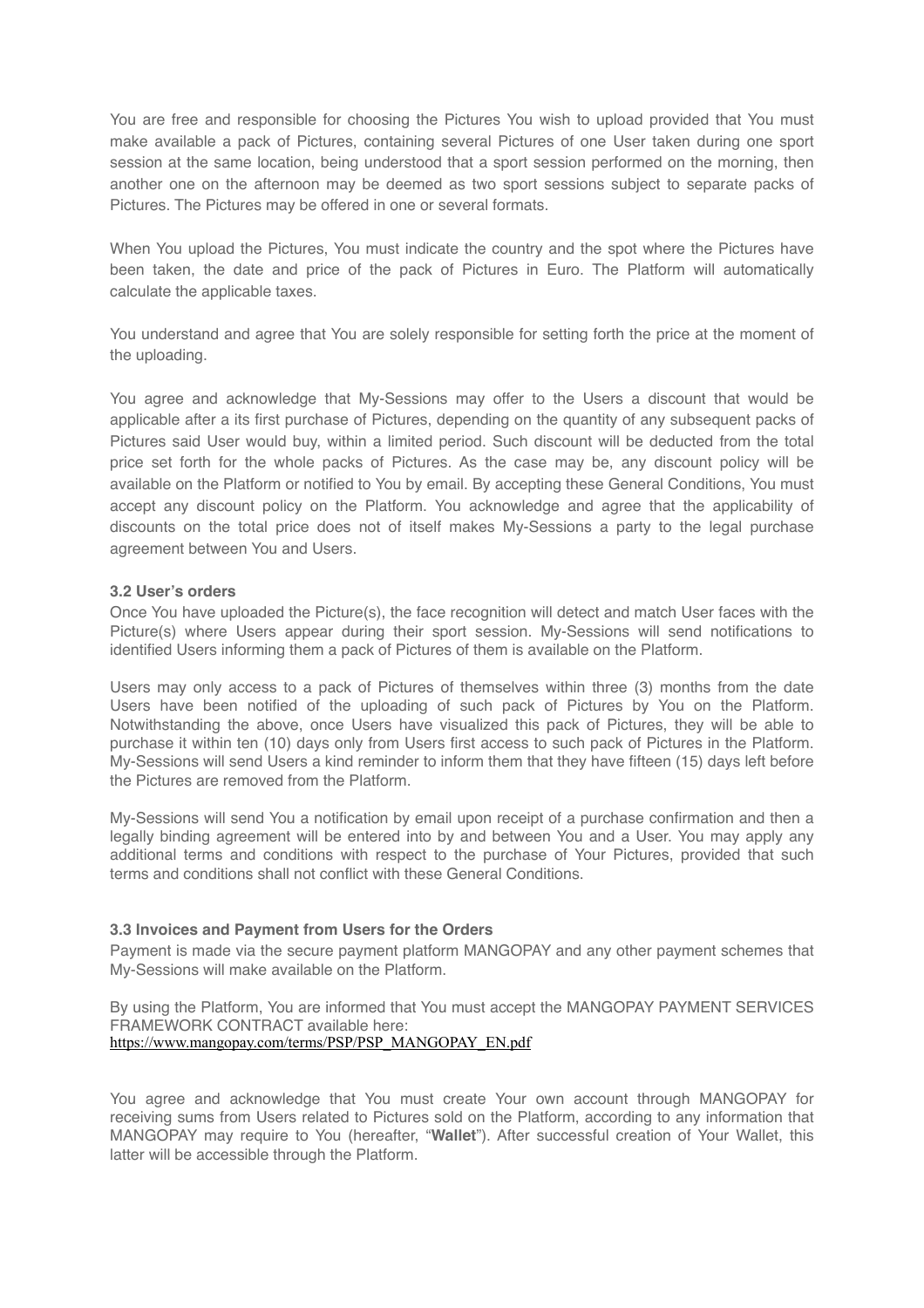You are free and responsible for choosing the Pictures You wish to upload provided that You must make available a pack of Pictures, containing several Pictures of one User taken during one sport session at the same location, being understood that a sport session performed on the morning, then another one on the afternoon may be deemed as two sport sessions subject to separate packs of Pictures. The Pictures may be offered in one or several formats.

When You upload the Pictures, You must indicate the country and the spot where the Pictures have been taken, the date and price of the pack of Pictures in Euro. The Platform will automatically calculate the applicable taxes.

You understand and agree that You are solely responsible for setting forth the price at the moment of the uploading.

You agree and acknowledge that My-Sessions may offer to the Users a discount that would be applicable after a its first purchase of Pictures, depending on the quantity of any subsequent packs of Pictures said User would buy, within a limited period. Such discount will be deducted from the total price set forth for the whole packs of Pictures. As the case may be, any discount policy will be available on the Platform or notified to You by email. By accepting these General Conditions, You must accept any discount policy on the Platform. You acknowledge and agree that the applicability of discounts on the total price does not of itself makes My-Sessions a party to the legal purchase agreement between You and Users.

**3.2 User's orders**

Once You have uploaded the Picture(s), the face recognition will detect and match User faces with the Picture(s) where Users appear during their sport session. My-Sessions will send notifications to identified Users informing them a pack of Pictures of them is available on the Platform.

Users may only access to a pack of Pictures of themselves within three (3) months from the date Users have been notified of the uploading of such pack of Pictures by You on the Platform. Notwithstanding the above, once Users have visualized this pack of Pictures, they will be able to purchase it within ten (10) days only from Users first access to such pack of Pictures in the Platform. My-Sessions will send Users a kind reminder to inform them that they have fifteen (15) days left before the Pictures are removed from the Platform.

My-Sessions will send You a notification by email upon receipt of a purchase confirmation and then a legally binding agreement will be entered into by and between You and a User. You may apply any additional terms and conditions with respect to the purchase of Your Pictures, provided that such terms and conditions shall not conflict with these General Conditions.

**3.3 Invoices and Payment from Users for the Orders**

Payment is made via the secure payment platform MANGOPAY and any other payment schemes that My-Sessions will make available on the Platform.

By using the Platform, You are informed that You must accept the MANGOPAY PAYMENT SERVICES FRAMEWORK CONTRACT available here:
https://www.mangopay.com/terms/PSP/PSP_MANGOPAY_EN.pdf

You agree and acknowledge that You must create Your own account through MANGOPAY for receiving sums from Users related to Pictures sold on the Platform, according to any information that MANGOPAY may require to You (hereafter, "**Wallet**"). After successful creation of Your Wallet, this latter will be accessible through the Platform.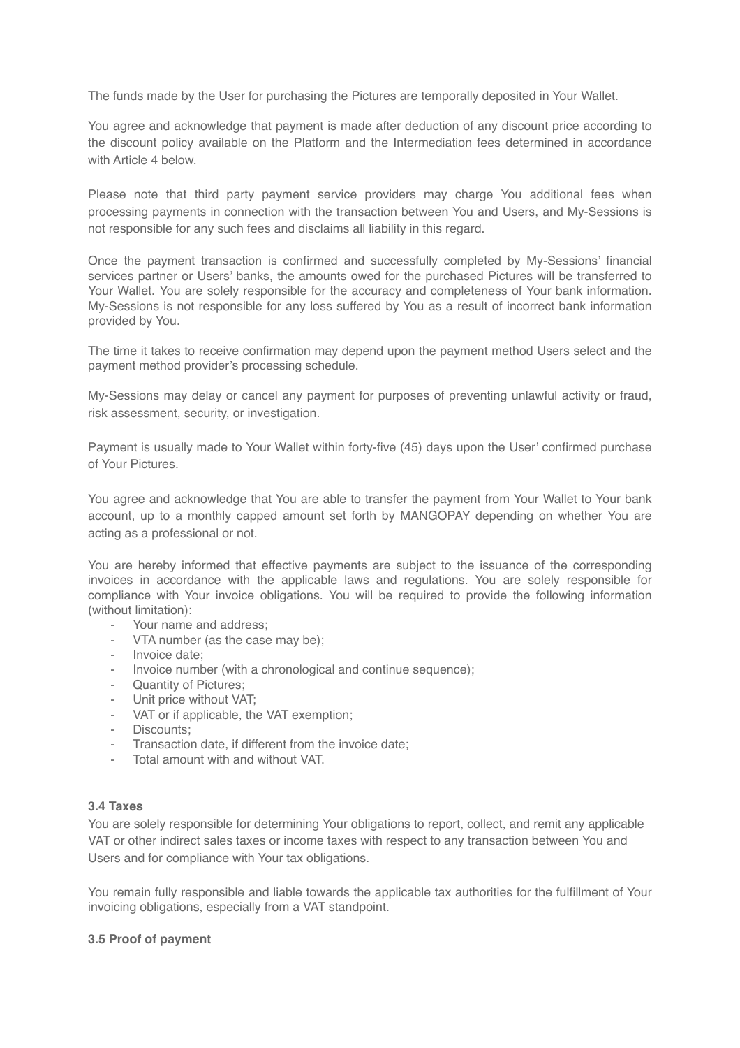The funds made by the User for purchasing the Pictures are temporally deposited in Your Wallet.

You agree and acknowledge that payment is made after deduction of any discount price according to the discount policy available on the Platform and the Intermediation fees determined in accordance with Article 4 below.

Please note that third party payment service providers may charge You additional fees when processing payments in connection with the transaction between You and Users, and My-Sessions is not responsible for any such fees and disclaims all liability in this regard.

Once the payment transaction is confirmed and successfully completed by My-Sessions' financial services partner or Users' banks, the amounts owed for the purchased Pictures will be transferred to Your Wallet. You are solely responsible for the accuracy and completeness of Your bank information. My-Sessions is not responsible for any loss suffered by You as a result of incorrect bank information provided by You.

The time it takes to receive confirmation may depend upon the payment method Users select and the payment method provider's processing schedule.

My-Sessions may delay or cancel any payment for purposes of preventing unlawful activity or fraud, risk assessment, security, or investigation.

Payment is usually made to Your Wallet within forty-five (45) days upon the User' confirmed purchase of Your Pictures.

You agree and acknowledge that You are able to transfer the payment from Your Wallet to Your bank account, up to a monthly capped amount set forth by MANGOPAY depending on whether You are acting as a professional or not.

You are hereby informed that effective payments are subject to the issuance of the corresponding invoices in accordance with the applicable laws and regulations. You are solely responsible for compliance with Your invoice obligations. You will be required to provide the following information (without limitation):

- Your name and address;
- VTA number (as the case may be);
- Invoice date;
- Invoice number (with a chronological and continue sequence);
- Quantity of Pictures;
- Unit price without VAT;
- VAT or if applicable, the VAT exemption;
- Discounts;
- Transaction date, if different from the invoice date;
- Total amount with and without VAT.

**3.4 Taxes**

You are solely responsible for determining Your obligations to report, collect, and remit any applicable VAT or other indirect sales taxes or income taxes with respect to any transaction between You and Users and for compliance with Your tax obligations.

You remain fully responsible and liable towards the applicable tax authorities for the fulfillment of Your invoicing obligations, especially from a VAT standpoint.

**3.5 Proof of payment**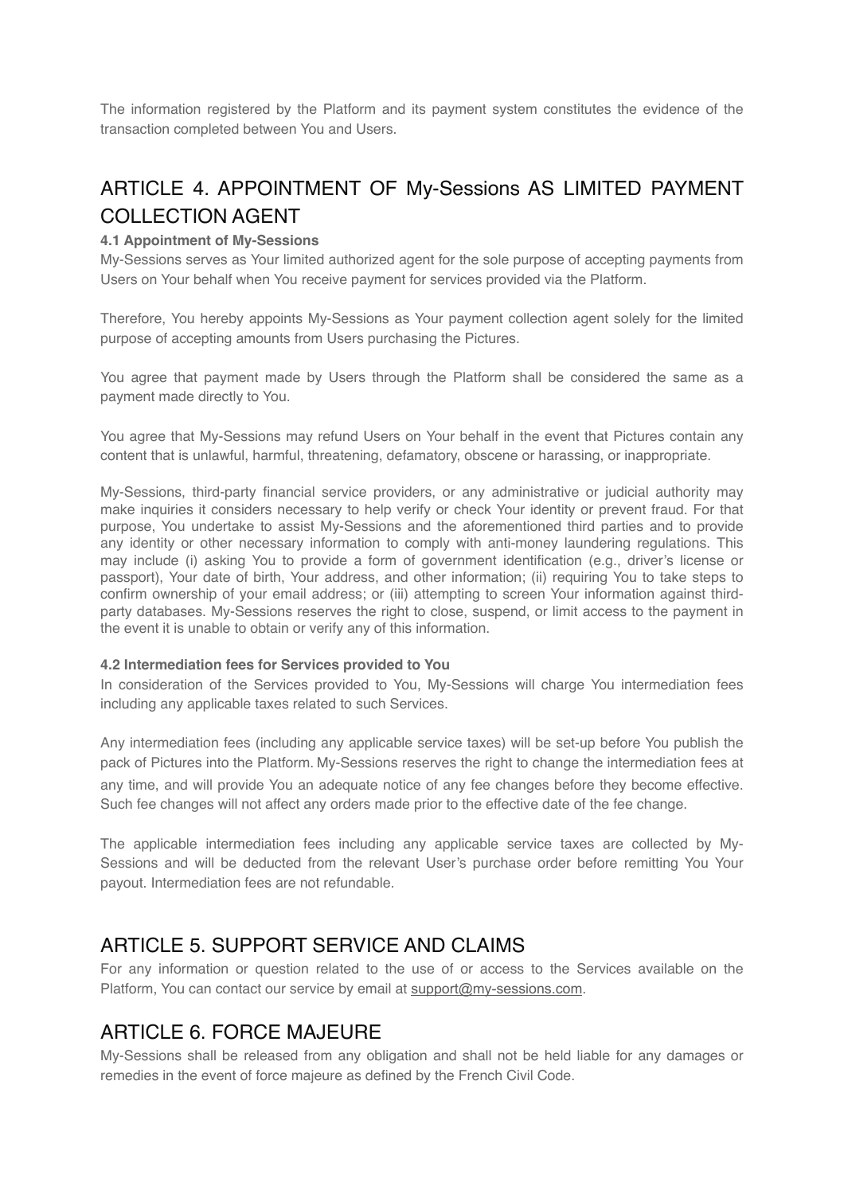The information registered by the Platform and its payment system constitutes the evidence of the transaction completed between You and Users.

## ARTICLE 4. APPOINTMENT OF My-Sessions AS LIMITED PAYMENT COLLECTION AGENT

**4.1 Appointment of My-Sessions**

My-Sessions serves as Your limited authorized agent for the sole purpose of accepting payments from Users on Your behalf when You receive payment for services provided via the Platform.

Therefore, You hereby appoints My-Sessions as Your payment collection agent solely for the limited purpose of accepting amounts from Users purchasing the Pictures.

You agree that payment made by Users through the Platform shall be considered the same as a payment made directly to You.

You agree that My-Sessions may refund Users on Your behalf in the event that Pictures contain any content that is unlawful, harmful, threatening, defamatory, obscene or harassing, or inappropriate.

My-Sessions, third-party financial service providers, or any administrative or judicial authority may make inquiries it considers necessary to help verify or check Your identity or prevent fraud. For that purpose, You undertake to assist My-Sessions and the aforementioned third parties and to provide any identity or other necessary information to comply with anti-money laundering regulations. This may include (i) asking You to provide a form of government identification (e.g., driver's license or passport), Your date of birth, Your address, and other information; (ii) requiring You to take steps to confirm ownership of your email address; or (iii) attempting to screen Your information against third-party databases. My-Sessions reserves the right to close, suspend, or limit access to the payment in the event it is unable to obtain or verify any of this information.

**4.2 Intermediation fees for Services provided to You**

In consideration of the Services provided to You, My-Sessions will charge You intermediation fees including any applicable taxes related to such Services.

Any intermediation fees (including any applicable service taxes) will be set-up before You publish the pack of Pictures into the Platform. My-Sessions reserves the right to change the intermediation fees at any time, and will provide You an adequate notice of any fee changes before they become effective. Such fee changes will not affect any orders made prior to the effective date of the fee change.

The applicable intermediation fees including any applicable service taxes are collected by My-Sessions and will be deducted from the relevant User's purchase order before remitting You Your payout. Intermediation fees are not refundable.

## ARTICLE 5. SUPPORT SERVICE AND CLAIMS

For any information or question related to the use of or access to the Services available on the Platform, You can contact our service by email at support@my-sessions.com.

## ARTICLE 6. FORCE MAJEURE

My-Sessions shall be released from any obligation and shall not be held liable for any damages or remedies in the event of force majeure as defined by the French Civil Code.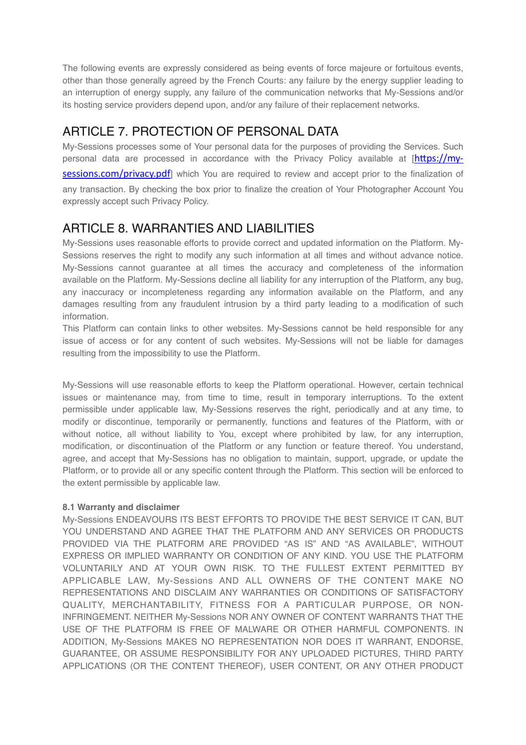The following events are expressly considered as being events of force majeure or fortuitous events, other than those generally agreed by the French Courts: any failure by the energy supplier leading to an interruption of energy supply, any failure of the communication networks that My-Sessions and/or its hosting service providers depend upon, and/or any failure of their replacement networks.

## ARTICLE 7. PROTECTION OF PERSONAL DATA

My-Sessions processes some of Your personal data for the purposes of providing the Services. Such personal data are processed in accordance with the Privacy Policy available at [https://my-sessions.com/privacy.pdf] which You are required to review and accept prior to the finalization of any transaction. By checking the box prior to finalize the creation of Your Photographer Account You expressly accept such Privacy Policy.

## ARTICLE 8. WARRANTIES AND LIABILITIES

My-Sessions uses reasonable efforts to provide correct and updated information on the Platform. My-Sessions reserves the right to modify any such information at all times and without advance notice. My-Sessions cannot guarantee at all times the accuracy and completeness of the information available on the Platform. My-Sessions decline all liability for any interruption of the Platform, any bug, any inaccuracy or incompleteness regarding any information available on the Platform, and any damages resulting from any fraudulent intrusion by a third party leading to a modification of such information.

This Platform can contain links to other websites. My-Sessions cannot be held responsible for any issue of access or for any content of such websites. My-Sessions will not be liable for damages resulting from the impossibility to use the Platform.

My-Sessions will use reasonable efforts to keep the Platform operational. However, certain technical issues or maintenance may, from time to time, result in temporary interruptions. To the extent permissible under applicable law, My-Sessions reserves the right, periodically and at any time, to modify or discontinue, temporarily or permanently, functions and features of the Platform, with or without notice, all without liability to You, except where prohibited by law, for any interruption, modification, or discontinuation of the Platform or any function or feature thereof. You understand, agree, and accept that My-Sessions has no obligation to maintain, support, upgrade, or update the Platform, or to provide all or any specific content through the Platform. This section will be enforced to the extent permissible by applicable law.

**8.1 Warranty and disclaimer**

My-Sessions ENDEAVOURS ITS BEST EFFORTS TO PROVIDE THE BEST SERVICE IT CAN, BUT YOU UNDERSTAND AND AGREE THAT THE PLATFORM AND ANY SERVICES OR PRODUCTS PROVIDED VIA THE PLATFORM ARE PROVIDED "AS IS" AND "AS AVAILABLE", WITHOUT EXPRESS OR IMPLIED WARRANTY OR CONDITION OF ANY KIND. YOU USE THE PLATFORM VOLUNTARILY AND AT YOUR OWN RISK. TO THE FULLEST EXTENT PERMITTED BY APPLICABLE LAW, My-Sessions AND ALL OWNERS OF THE CONTENT MAKE NO REPRESENTATIONS AND DISCLAIM ANY WARRANTIES OR CONDITIONS OF SATISFACTORY QUALITY, MERCHANTABILITY, FITNESS FOR A PARTICULAR PURPOSE, OR NON-INFRINGEMENT. NEITHER My-Sessions NOR ANY OWNER OF CONTENT WARRANTS THAT THE USE OF THE PLATFORM IS FREE OF MALWARE OR OTHER HARMFUL COMPONENTS. IN ADDITION, My-Sessions MAKES NO REPRESENTATION NOR DOES IT WARRANT, ENDORSE, GUARANTEE, OR ASSUME RESPONSIBILITY FOR ANY UPLOADED PICTURES, THIRD PARTY APPLICATIONS (OR THE CONTENT THEREOF), USER CONTENT, OR ANY OTHER PRODUCT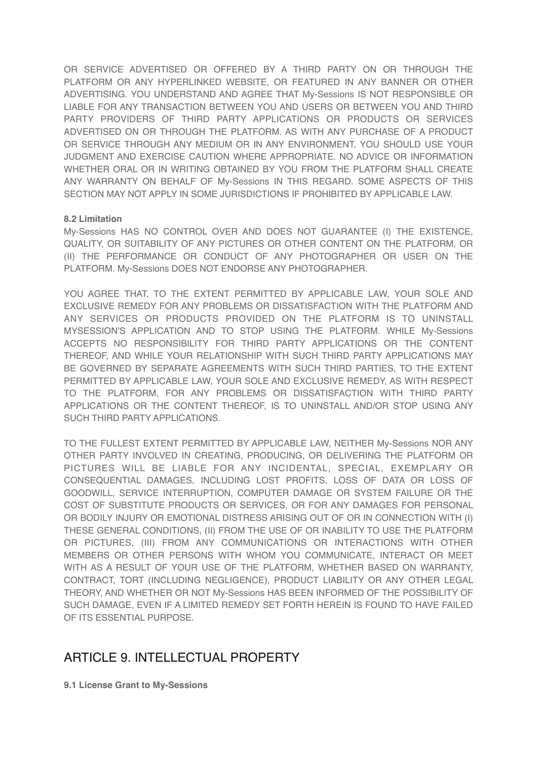OR SERVICE ADVERTISED OR OFFERED BY A THIRD PARTY ON OR THROUGH THE PLATFORM OR ANY HYPERLINKED WEBSITE, OR FEATURED IN ANY BANNER OR OTHER ADVERTISING. YOU UNDERSTAND AND AGREE THAT My-Sessions IS NOT RESPONSIBLE OR LIABLE FOR ANY TRANSACTION BETWEEN YOU AND USERS OR BETWEEN YOU AND THIRD PARTY PROVIDERS OF THIRD PARTY APPLICATIONS OR PRODUCTS OR SERVICES ADVERTISED ON OR THROUGH THE PLATFORM. AS WITH ANY PURCHASE OF A PRODUCT OR SERVICE THROUGH ANY MEDIUM OR IN ANY ENVIRONMENT, YOU SHOULD USE YOUR JUDGMENT AND EXERCISE CAUTION WHERE APPROPRIATE. NO ADVICE OR INFORMATION WHETHER ORAL OR IN WRITING OBTAINED BY YOU FROM THE PLATFORM SHALL CREATE ANY WARRANTY ON BEHALF OF My-Sessions IN THIS REGARD. SOME ASPECTS OF THIS SECTION MAY NOT APPLY IN SOME JURISDICTIONS IF PROHIBITED BY APPLICABLE LAW.

**8.2 Limitation**

My-Sessions HAS NO CONTROL OVER AND DOES NOT GUARANTEE (I) THE EXISTENCE, QUALITY, OR SUITABILITY OF ANY PICTURES OR OTHER CONTENT ON THE PLATFORM, OR (II) THE PERFORMANCE OR CONDUCT OF ANY PHOTOGRAPHER OR USER ON THE PLATFORM. My-Sessions DOES NOT ENDORSE ANY PHOTOGRAPHER.

YOU AGREE THAT, TO THE EXTENT PERMITTED BY APPLICABLE LAW, YOUR SOLE AND EXCLUSIVE REMEDY FOR ANY PROBLEMS OR DISSATISFACTION WITH THE PLATFORM AND ANY SERVICES OR PRODUCTS PROVIDED ON THE PLATFORM IS TO UNINSTALL MYSESSION'S APPLICATION AND TO STOP USING THE PLATFORM. WHILE My-Sessions ACCEPTS NO RESPONSIBILITY FOR THIRD PARTY APPLICATIONS OR THE CONTENT THEREOF, AND WHILE YOUR RELATIONSHIP WITH SUCH THIRD PARTY APPLICATIONS MAY BE GOVERNED BY SEPARATE AGREEMENTS WITH SUCH THIRD PARTIES, TO THE EXTENT PERMITTED BY APPLICABLE LAW, YOUR SOLE AND EXCLUSIVE REMEDY, AS WITH RESPECT TO THE PLATFORM, FOR ANY PROBLEMS OR DISSATISFACTION WITH THIRD PARTY APPLICATIONS OR THE CONTENT THEREOF, IS TO UNINSTALL AND/OR STOP USING ANY SUCH THIRD PARTY APPLICATIONS.

TO THE FULLEST EXTENT PERMITTED BY APPLICABLE LAW, NEITHER My-Sessions NOR ANY OTHER PARTY INVOLVED IN CREATING, PRODUCING, OR DELIVERING THE PLATFORM OR PICTURES WILL BE LIABLE FOR ANY INCIDENTAL, SPECIAL, EXEMPLARY OR CONSEQUENTIAL DAMAGES, INCLUDING LOST PROFITS, LOSS OF DATA OR LOSS OF GOODWILL, SERVICE INTERRUPTION, COMPUTER DAMAGE OR SYSTEM FAILURE OR THE COST OF SUBSTITUTE PRODUCTS OR SERVICES, OR FOR ANY DAMAGES FOR PERSONAL OR BODILY INJURY OR EMOTIONAL DISTRESS ARISING OUT OF OR IN CONNECTION WITH (I) THESE GENERAL CONDITIONS, (II) FROM THE USE OF OR INABILITY TO USE THE PLATFORM OR PICTURES, (III) FROM ANY COMMUNICATIONS OR INTERACTIONS WITH OTHER MEMBERS OR OTHER PERSONS WITH WHOM YOU COMMUNICATE, INTERACT OR MEET WITH AS A RESULT OF YOUR USE OF THE PLATFORM, WHETHER BASED ON WARRANTY, CONTRACT, TORT (INCLUDING NEGLIGENCE), PRODUCT LIABILITY OR ANY OTHER LEGAL THEORY, AND WHETHER OR NOT My-Sessions HAS BEEN INFORMED OF THE POSSIBILITY OF SUCH DAMAGE, EVEN IF A LIMITED REMEDY SET FORTH HEREIN IS FOUND TO HAVE FAILED OF ITS ESSENTIAL PURPOSE.

## ARTICLE 9. INTELLECTUAL PROPERTY

**9.1 License Grant to My-Sessions**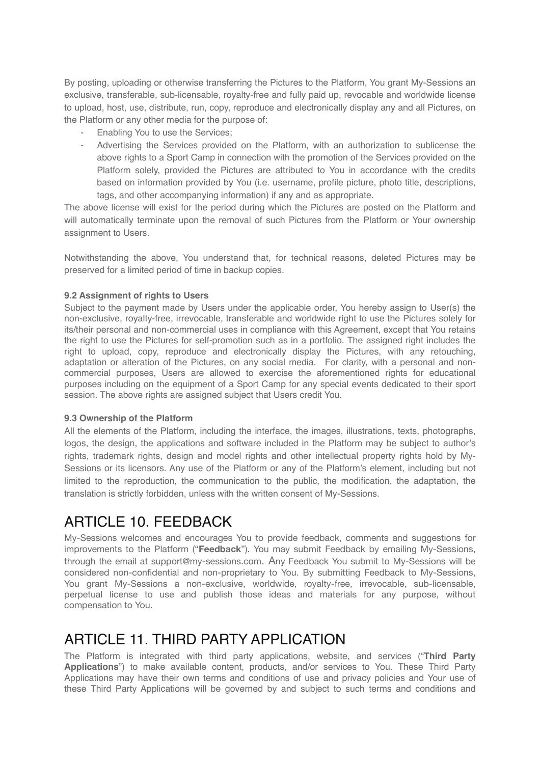By posting, uploading or otherwise transferring the Pictures to the Platform, You grant My-Sessions an exclusive, transferable, sub-licensable, royalty-free and fully paid up, revocable and worldwide license to upload, host, use, distribute, run, copy, reproduce and electronically display any and all Pictures, on the Platform or any other media for the purpose of:

- Enabling You to use the Services;
- Advertising the Services provided on the Platform, with an authorization to sublicense the above rights to a Sport Camp in connection with the promotion of the Services provided on the Platform solely, provided the Pictures are attributed to You in accordance with the credits based on information provided by You (i.e. username, profile picture, photo title, descriptions, tags, and other accompanying information) if any and as appropriate.

The above license will exist for the period during which the Pictures are posted on the Platform and will automatically terminate upon the removal of such Pictures from the Platform or Your ownership assignment to Users.

Notwithstanding the above, You understand that, for technical reasons, deleted Pictures may be preserved for a limited period of time in backup copies.

**9.2 Assignment of rights to Users**

Subject to the payment made by Users under the applicable order, You hereby assign to User(s) the non-exclusive, royalty-free, irrevocable, transferable and worldwide right to use the Pictures solely for its/their personal and non-commercial uses in compliance with this Agreement, except that You retains the right to use the Pictures for self-promotion such as in a portfolio. The assigned right includes the right to upload, copy, reproduce and electronically display the Pictures, with any retouching, adaptation or alteration of the Pictures, on any social media. For clarity, with a personal and non-commercial purposes, Users are allowed to exercise the aforementioned rights for educational purposes including on the equipment of a Sport Camp for any special events dedicated to their sport session. The above rights are assigned subject that Users credit You.

**9.3 Ownership of the Platform**

All the elements of the Platform, including the interface, the images, illustrations, texts, photographs, logos, the design, the applications and software included in the Platform may be subject to author's rights, trademark rights, design and model rights and other intellectual property rights hold by My-Sessions or its licensors. Any use of the Platform or any of the Platform's element, including but not limited to the reproduction, the communication to the public, the modification, the adaptation, the translation is strictly forbidden, unless with the written consent of My-Sessions.

# ARTICLE 10. FEEDBACK

My-Sessions welcomes and encourages You to provide feedback, comments and suggestions for improvements to the Platform ("**Feedback**"). You may submit Feedback by emailing My-Sessions, through the email at support@my-sessions.com. Any Feedback You submit to My-Sessions will be considered non-confidential and non-proprietary to You. By submitting Feedback to My-Sessions, You grant My-Sessions a non-exclusive, worldwide, royalty-free, irrevocable, sub-licensable, perpetual license to use and publish those ideas and materials for any purpose, without compensation to You.

# ARTICLE 11. THIRD PARTY APPLICATION

The Platform is integrated with third party applications, website, and services ("**Third Party Applications**") to make available content, products, and/or services to You. These Third Party Applications may have their own terms and conditions of use and privacy policies and Your use of these Third Party Applications will be governed by and subject to such terms and conditions and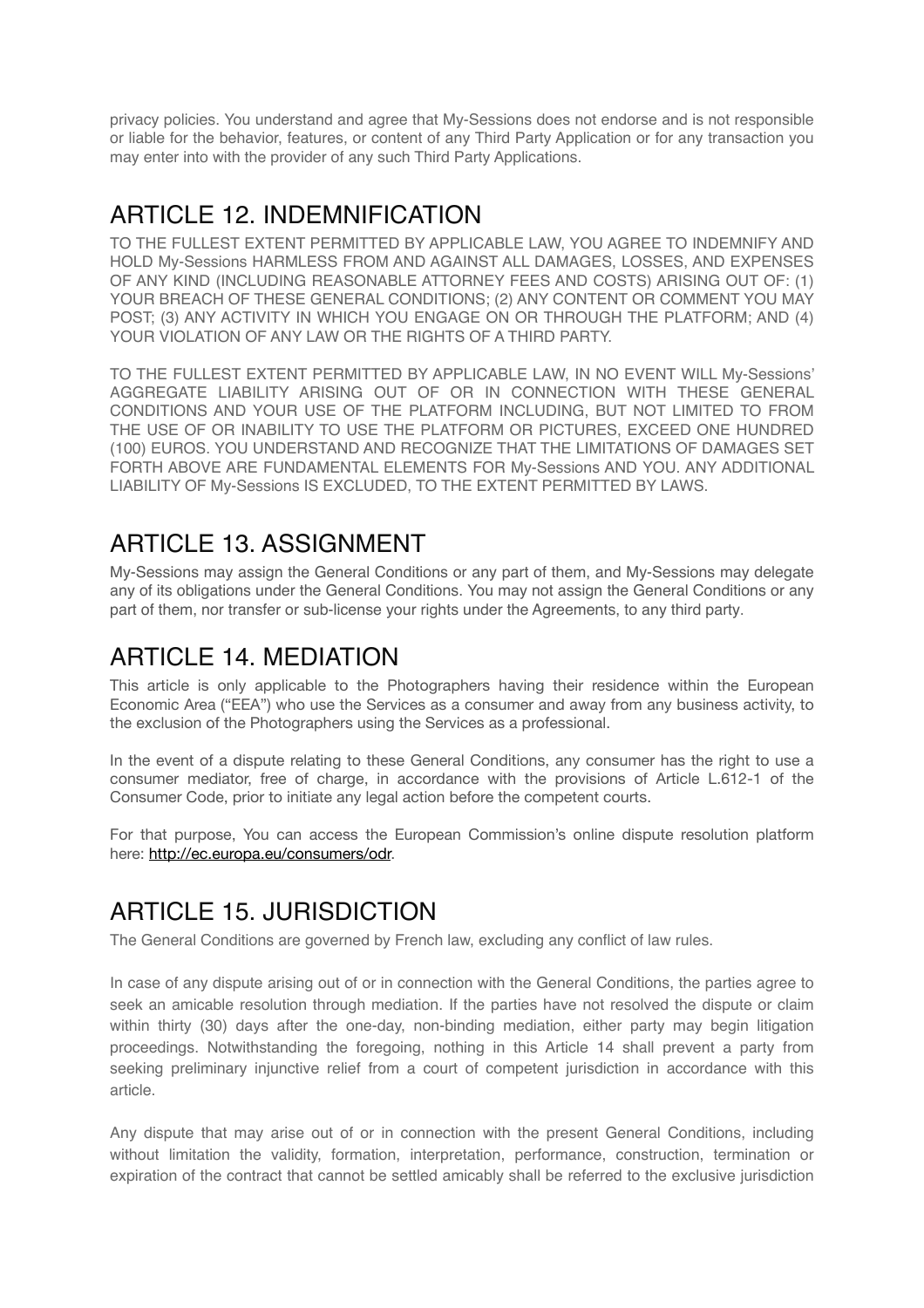privacy policies. You understand and agree that My-Sessions does not endorse and is not responsible or liable for the behavior, features, or content of any Third Party Application or for any transaction you may enter into with the provider of any such Third Party Applications.

## ARTICLE 12. INDEMNIFICATION

TO THE FULLEST EXTENT PERMITTED BY APPLICABLE LAW, YOU AGREE TO INDEMNIFY AND HOLD My-Sessions HARMLESS FROM AND AGAINST ALL DAMAGES, LOSSES, AND EXPENSES OF ANY KIND (INCLUDING REASONABLE ATTORNEY FEES AND COSTS) ARISING OUT OF: (1) YOUR BREACH OF THESE GENERAL CONDITIONS; (2) ANY CONTENT OR COMMENT YOU MAY POST; (3) ANY ACTIVITY IN WHICH YOU ENGAGE ON OR THROUGH THE PLATFORM; AND (4) YOUR VIOLATION OF ANY LAW OR THE RIGHTS OF A THIRD PARTY.

TO THE FULLEST EXTENT PERMITTED BY APPLICABLE LAW, IN NO EVENT WILL My-Sessions' AGGREGATE LIABILITY ARISING OUT OF OR IN CONNECTION WITH THESE GENERAL CONDITIONS AND YOUR USE OF THE PLATFORM INCLUDING, BUT NOT LIMITED TO FROM THE USE OF OR INABILITY TO USE THE PLATFORM OR PICTURES, EXCEED ONE HUNDRED (100) EUROS. YOU UNDERSTAND AND RECOGNIZE THAT THE LIMITATIONS OF DAMAGES SET FORTH ABOVE ARE FUNDAMENTAL ELEMENTS FOR My-Sessions AND YOU. ANY ADDITIONAL LIABILITY OF My-Sessions IS EXCLUDED, TO THE EXTENT PERMITTED BY LAWS.

## ARTICLE 13. ASSIGNMENT

My-Sessions may assign the General Conditions or any part of them, and My-Sessions may delegate any of its obligations under the General Conditions. You may not assign the General Conditions or any part of them, nor transfer or sub-license your rights under the Agreements, to any third party.

## ARTICLE 14. MEDIATION

This article is only applicable to the Photographers having their residence within the European Economic Area ("EEA") who use the Services as a consumer and away from any business activity, to the exclusion of the Photographers using the Services as a professional.

In the event of a dispute relating to these General Conditions, any consumer has the right to use a consumer mediator, free of charge, in accordance with the provisions of Article L.612-1 of the Consumer Code, prior to initiate any legal action before the competent courts.

For that purpose, You can access the European Commission's online dispute resolution platform here: [http://ec.europa.eu/consumers/odr](http://ec.europa.eu/consumers/odr).

## ARTICLE 15. JURISDICTION

The General Conditions are governed by French law, excluding any conflict of law rules.

In case of any dispute arising out of or in connection with the General Conditions, the parties agree to seek an amicable resolution through mediation. If the parties have not resolved the dispute or claim within thirty (30) days after the one-day, non-binding mediation, either party may begin litigation proceedings. Notwithstanding the foregoing, nothing in this Article 14 shall prevent a party from seeking preliminary injunctive relief from a court of competent jurisdiction in accordance with this article.

Any dispute that may arise out of or in connection with the present General Conditions, including without limitation the validity, formation, interpretation, performance, construction, termination or expiration of the contract that cannot be settled amicably shall be referred to the exclusive jurisdiction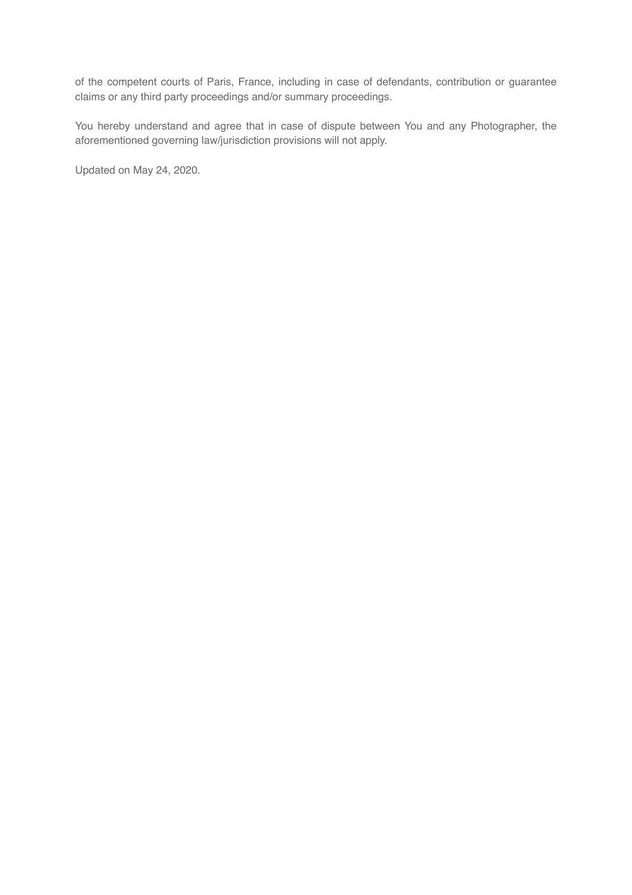of the competent courts of Paris, France, including in case of defendants, contribution or guarantee claims or any third party proceedings and/or summary proceedings.

You hereby understand and agree that in case of dispute between You and any Photographer, the aforementioned governing law/jurisdiction provisions will not apply.

Updated on May 24, 2020.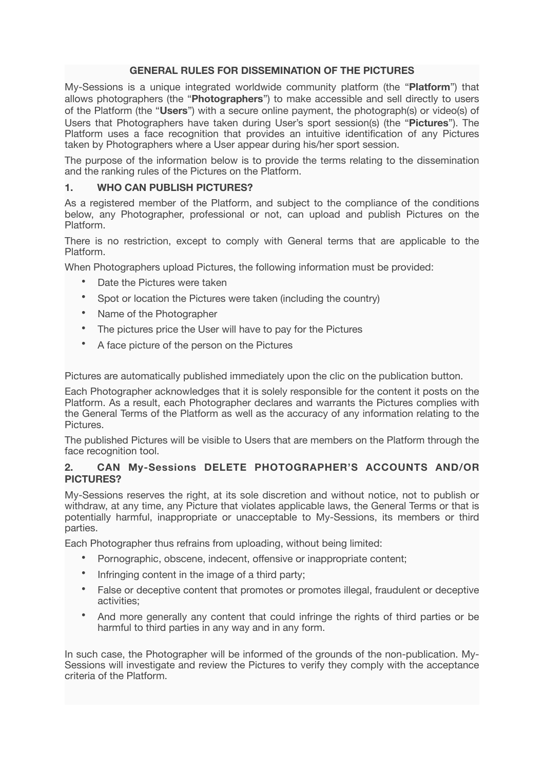## GENERAL RULES FOR DISSEMINATION OF THE PICTURES

My-Sessions is a unique integrated worldwide community platform (the "**Platform**") that allows photographers (the "**Photographers**") to make accessible and sell directly to users of the Platform (the "**Users**") with a secure online payment, the photograph(s) or video(s) of Users that Photographers have taken during User's sport session(s) (the "**Pictures**"). The Platform uses a face recognition that provides an intuitive identification of any Pictures taken by Photographers where a User appear during his/her sport session.

The purpose of the information below is to provide the terms relating to the dissemination and the ranking rules of the Pictures on the Platform.

### 1. WHO CAN PUBLISH PICTURES?

As a registered member of the Platform, and subject to the compliance of the conditions below, any Photographer, professional or not, can upload and publish Pictures on the Platform.

There is no restriction, except to comply with General terms that are applicable to the Platform.

When Photographers upload Pictures, the following information must be provided:

- Date the Pictures were taken
- Spot or location the Pictures were taken (including the country)
- Name of the Photographer
- The pictures price the User will have to pay for the Pictures
- A face picture of the person on the Pictures

Pictures are automatically published immediately upon the clic on the publication button.

Each Photographer acknowledges that it is solely responsible for the content it posts on the Platform. As a result, each Photographer declares and warrants the Pictures complies with the General Terms of the Platform as well as the accuracy of any information relating to the Pictures.

The published Pictures will be visible to Users that are members on the Platform through the face recognition tool.

### 2. CAN My-Sessions DELETE PHOTOGRAPHER'S ACCOUNTS AND/OR PICTURES?

My-Sessions reserves the right, at its sole discretion and without notice, not to publish or withdraw, at any time, any Picture that violates applicable laws, the General Terms or that is potentially harmful, inappropriate or unacceptable to My-Sessions, its members or third parties.

Each Photographer thus refrains from uploading, without being limited:

- Pornographic, obscene, indecent, offensive or inappropriate content;
- Infringing content in the image of a third party;
- False or deceptive content that promotes or promotes illegal, fraudulent or deceptive activities;
- And more generally any content that could infringe the rights of third parties or be harmful to third parties in any way and in any form.

In such case, the Photographer will be informed of the grounds of the non-publication. My-Sessions will investigate and review the Pictures to verify they comply with the acceptance criteria of the Platform.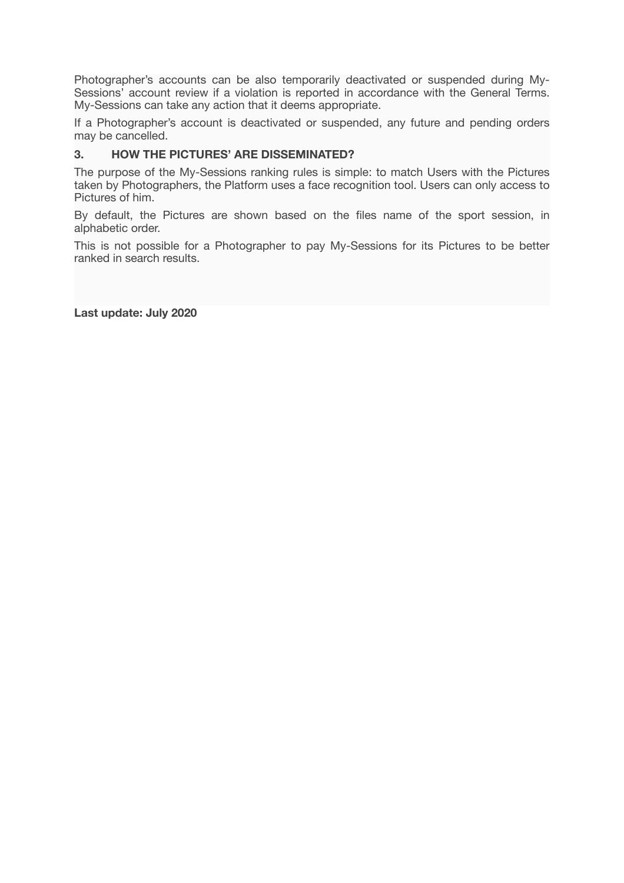Photographer's accounts can be also temporarily deactivated or suspended during My-Sessions' account review if a violation is reported in accordance with the General Terms. My-Sessions can take any action that it deems appropriate.

If a Photographer's account is deactivated or suspended, any future and pending orders may be cancelled.

### 3. HOW THE PICTURES' ARE DISSEMINATED?

The purpose of the My-Sessions ranking rules is simple: to match Users with the Pictures taken by Photographers, the Platform uses a face recognition tool. Users can only access to Pictures of him.

By default, the Pictures are shown based on the files name of the sport session, in alphabetic order.

This is not possible for a Photographer to pay My-Sessions for its Pictures to be better ranked in search results.

**Last update: July 2020**